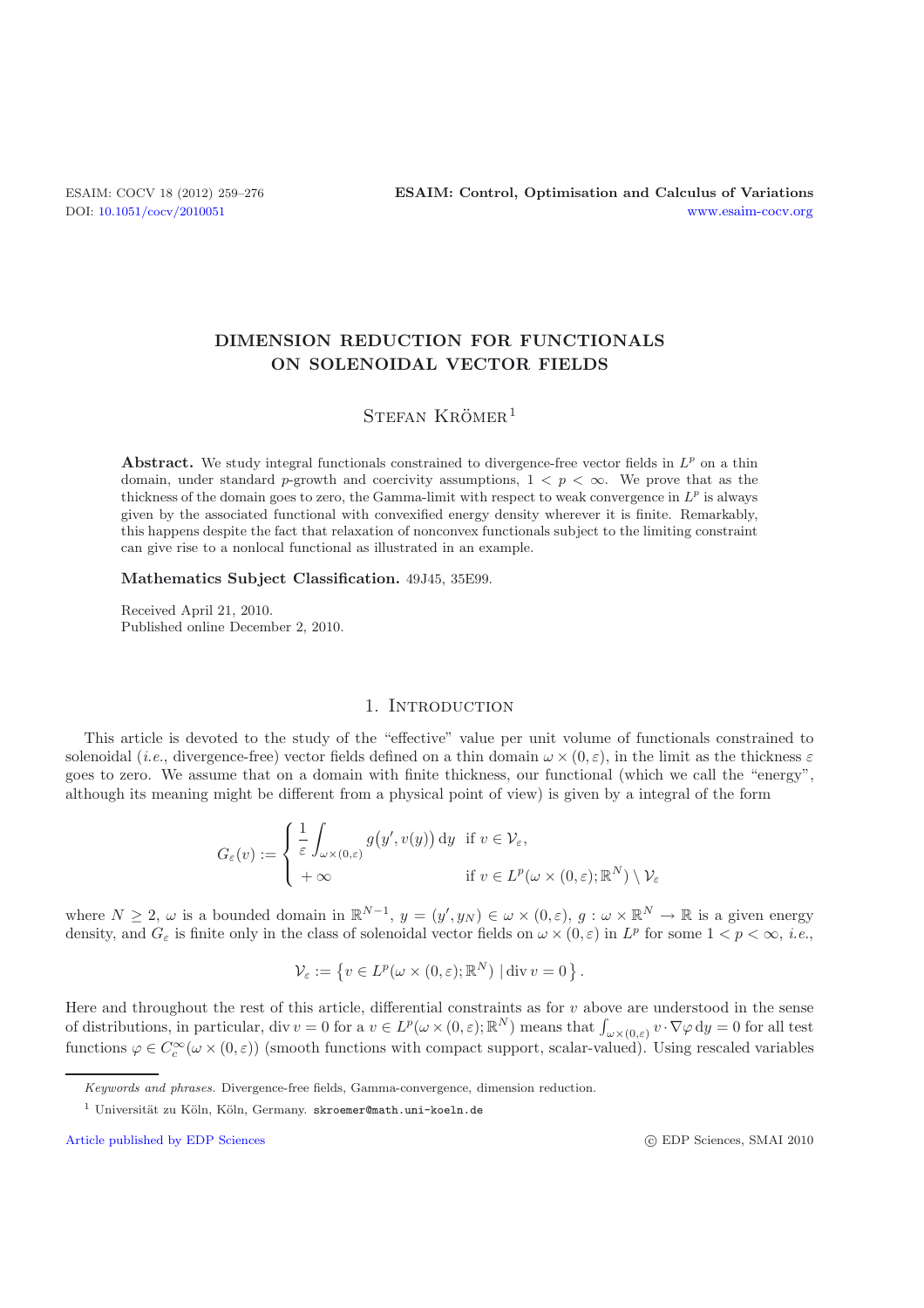# DIMENSION REDUCTION FOR FUNCTIONALS ON SOLENOIDAL VECTOR FIELDS

Stefan Krömer[1]

**Abstract.** We study integral functionals constrained to divergence-free vector fields in $L^p$ on a thin domain, under standard $p$-growth and coercivity assumptions, $1 < p < \infty$. We prove that as the thickness of the domain goes to zero, the Gamma-limit with respect to weak convergence in $L^p$ is always given by the associated functional with convexified energy density wherever it is finite. Remarkably, this happens despite the fact that relaxation of nonconvex functionals subject to the limiting constraint can give rise to a nonlocal functional as illustrated in an example.

**Mathematics Subject Classification.** 49J45, 35E99.

Received April 21, 2010.
Published online December 2, 2010.

## 1. Introduction

This article is devoted to the study of the "effective" value per unit volume of functionals constrained to solenoidal (*i.e.*, divergence-free) vector fields defined on a thin domain $\omega \times (0, \varepsilon)$, in the limit as the thickness $\varepsilon$ goes to zero. We assume that on a domain with finite thickness, our functional (which we call the "energy", although its meaning might be different from a physical point of view) is given by a integral of the form

$$G_\varepsilon(v) := \begin{cases} \dfrac{1}{\varepsilon} \displaystyle\int_{\omega \times (0,\varepsilon)} g\big(y', v(y)\big)\, \mathrm{d}y & \text{if } v \in \mathcal{V}_\varepsilon, \\ +\infty & \text{if } v \in L^p(\omega \times (0,\varepsilon); \mathbb{R}^N) \setminus \mathcal{V}_\varepsilon \end{cases}$$

where $N \geq 2$, $\omega$ is a bounded domain in $\mathbb{R}^{N-1}$, $y = (y', y_N) \in \omega \times (0, \varepsilon)$, $g : \omega \times \mathbb{R}^N \to \mathbb{R}$ is a given energy density, and $G_\varepsilon$ is finite only in the class of solenoidal vector fields on $\omega \times (0, \varepsilon)$ in $L^p$ for some $1 < p < \infty$, *i.e.*,

$$\mathcal{V}_\varepsilon := \left\{ v \in L^p(\omega \times (0,\varepsilon); \mathbb{R}^N) \mid \operatorname{div} v = 0 \right\}.$$

Here and throughout the rest of this article, differential constraints as for $v$ above are understood in the sense of distributions, in particular, $\operatorname{div} v = 0$ for a $v \in L^p(\omega \times (0, \varepsilon); \mathbb{R}^N)$ means that $\int_{\omega \times (0,\varepsilon)} v \cdot \nabla \varphi \, \mathrm{d}y = 0$ for all test functions $\varphi \in C_c^\infty(\omega \times (0, \varepsilon))$ (smooth functions with compact support, scalar-valued). Using rescaled variables

---

*Keywords and phrases.* Divergence-free fields, Gamma-convergence, dimension reduction.

[1] Universität zu Köln, Köln, Germany. skroemer@math.uni-koeln.de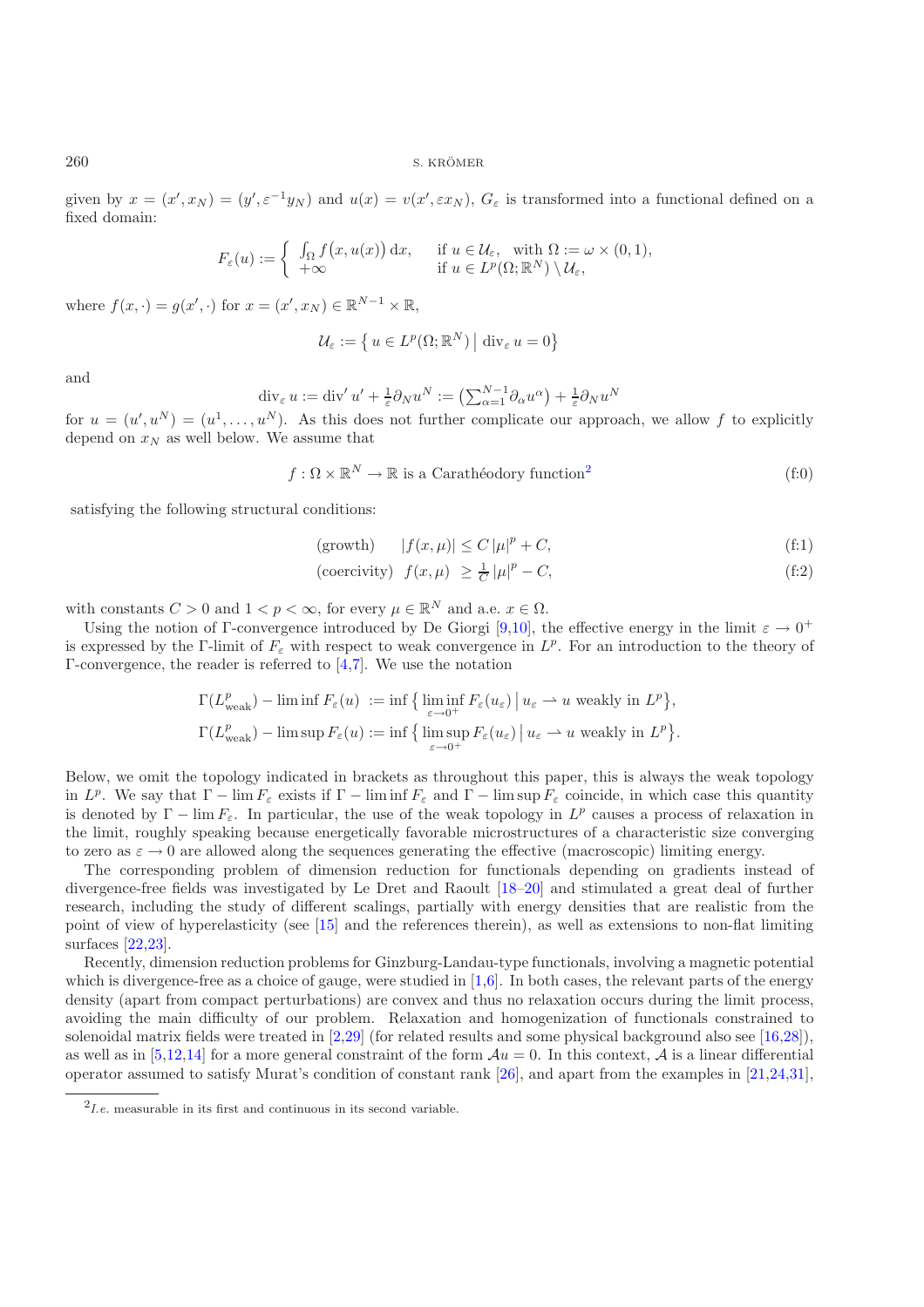given by $x = (x', x_N) = (y', \varepsilon^{-1} y_N)$ and $u(x) = v(x', \varepsilon x_N)$, $G_\varepsilon$ is transformed into a functional defined on a fixed domain:

$$F_\varepsilon(u) := \begin{cases} \int_\Omega f\big(x, u(x)\big)\,\mathrm{d}x, & \text{if } u \in \mathcal{U}_\varepsilon, \quad \text{with } \Omega := \omega \times (0,1), \\ +\infty & \text{if } u \in L^p(\Omega;\mathbb{R}^N) \setminus \mathcal{U}_\varepsilon, \end{cases}$$

where $f(x,\cdot) = g(x',\cdot)$ for $x = (x', x_N) \in \mathbb{R}^{N-1} \times \mathbb{R}$,

$$\mathcal{U}_\varepsilon := \big\{\, u \in L^p(\Omega;\mathbb{R}^N) \,\big|\, \operatorname{div}_\varepsilon u = 0 \big\}$$

and

$$\operatorname{div}_\varepsilon u := \operatorname{div}' u' + \tfrac{1}{\varepsilon}\partial_N u^N := \big(\textstyle\sum_{\alpha=1}^{N-1} \partial_\alpha u^\alpha\big) + \tfrac{1}{\varepsilon}\partial_N u^N$$

for $u = (u', u^N) = (u^1, \ldots, u^N)$. As this does not further complicate our approach, we allow $f$ to explicitly depend on $x_N$ as well below. We assume that

$$f : \Omega \times \mathbb{R}^N \to \mathbb{R} \text{ is a Carathéodory function}^2 \tag{f:0}$$

satisfying the following structural conditions:

$$\text{(growth)} \qquad |f(x,\mu)| \le C\,|\mu|^p + C, \tag{f:1}$$

$$\text{(coercivity)} \quad f(x,\mu) \ \ge \tfrac{1}{C}\,|\mu|^p - C, \tag{f:2}$$

with constants $C > 0$ and $1 < p < \infty$, for every $\mu \in \mathbb{R}^N$ and a.e. $x \in \Omega$.

Using the notion of Γ-convergence introduced by De Giorgi [9,10], the effective energy in the limit $\varepsilon \to 0^+$ is expressed by the Γ-limit of $F_\varepsilon$ with respect to weak convergence in $L^p$. For an introduction to the theory of Γ-convergence, the reader is referred to [4,7]. We use the notation

$$\Gamma(L^p_{\text{weak}}) - \liminf F_\varepsilon(u) \ := \inf\big\{\, \liminf_{\varepsilon\to 0^+} F_\varepsilon(u_\varepsilon) \,\big|\, u_\varepsilon \rightharpoonup u \text{ weakly in } L^p \big\},$$

$$\Gamma(L^p_{\text{weak}}) - \limsup F_\varepsilon(u) := \inf\big\{\, \limsup_{\varepsilon\to 0^+} F_\varepsilon(u_\varepsilon) \,\big|\, u_\varepsilon \rightharpoonup u \text{ weakly in } L^p \big\}.$$

Below, we omit the topology indicated in brackets as throughout this paper, this is always the weak topology in $L^p$. We say that $\Gamma - \lim F_\varepsilon$ exists if $\Gamma - \liminf F_\varepsilon$ and $\Gamma - \limsup F_\varepsilon$ coincide, in which case this quantity is denoted by $\Gamma - \lim F_\varepsilon$. In particular, the use of the weak topology in $L^p$ causes a process of relaxation in the limit, roughly speaking because energetically favorable microstructures of a characteristic size converging to zero as $\varepsilon \to 0$ are allowed along the sequences generating the effective (macroscopic) limiting energy.

The corresponding problem of dimension reduction for functionals depending on gradients instead of divergence-free fields was investigated by Le Dret and Raoult [18–20] and stimulated a great deal of further research, including the study of different scalings, partially with energy densities that are realistic from the point of view of hyperelasticity (see [15] and the references therein), as well as extensions to non-flat limiting surfaces [22,23].

Recently, dimension reduction problems for Ginzburg-Landau-type functionals, involving a magnetic potential which is divergence-free as a choice of gauge, were studied in [1,6]. In both cases, the relevant parts of the energy density (apart from compact perturbations) are convex and thus no relaxation occurs during the limit process, avoiding the main difficulty of our problem. Relaxation and homogenization of functionals constrained to solenoidal matrix fields were treated in [2,29] (for related results and some physical background also see [16,28]), as well as in [5,12,14] for a more general constraint of the form $\mathcal{A}u = 0$. In this context, $\mathcal{A}$ is a linear differential operator assumed to satisfy Murat's condition of constant rank [26], and apart from the examples in [21,24,31],

[2] *I.e.* measurable in its first and continuous in its second variable.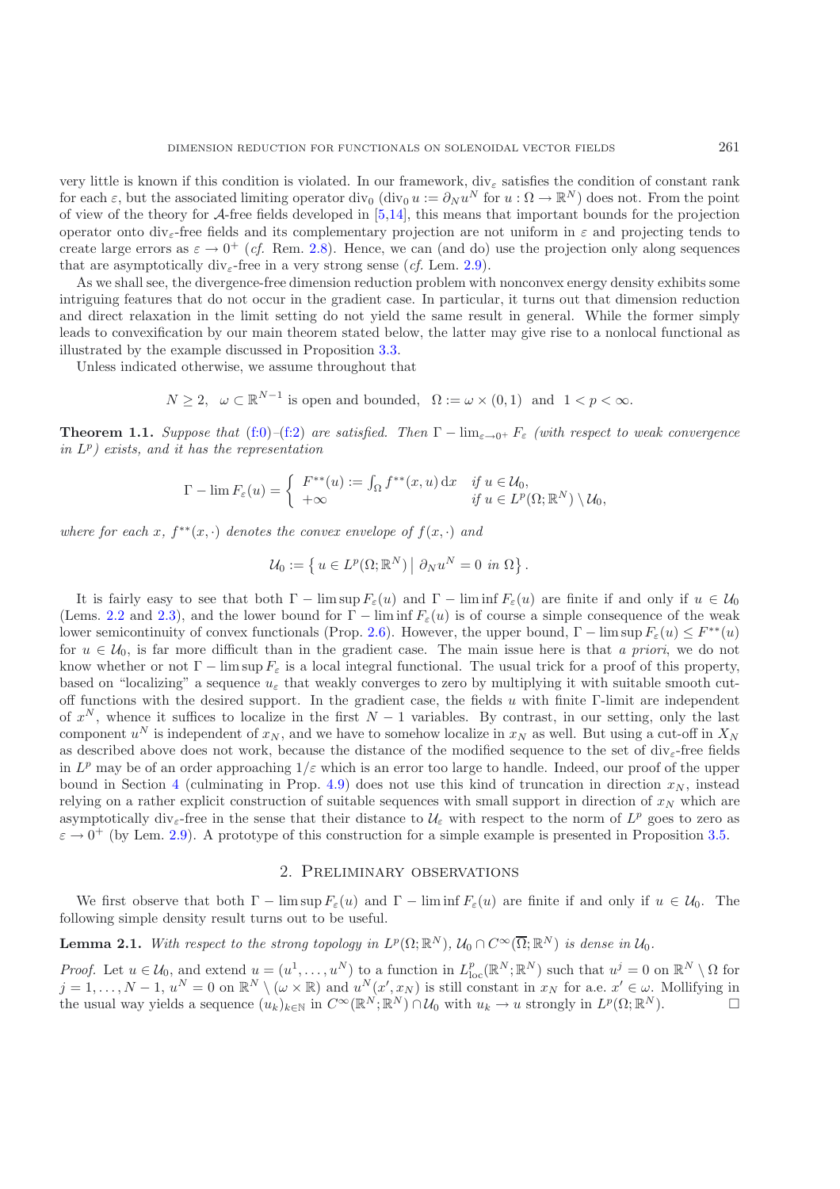very little is known if this condition is violated. In our framework, $\operatorname{div}_\varepsilon$ satisfies the condition of constant rank for each $\varepsilon$, but the associated limiting operator $\operatorname{div}_0$ ($\operatorname{div}_0 u := \partial_N u^N$ for $u : \Omega \to \mathbb{R}^N$) does not. From the point of view of the theory for $\mathcal{A}$-free fields developed in [5,14], this means that important bounds for the projection operator onto $\operatorname{div}_\varepsilon$-free fields and its complementary projection are not uniform in $\varepsilon$ and projecting tends to create large errors as $\varepsilon \to 0^+$ (*cf.* Rem. 2.8). Hence, we can (and do) use the projection only along sequences that are asymptotically $\operatorname{div}_\varepsilon$-free in a very strong sense (*cf.* Lem. 2.9).

As we shall see, the divergence-free dimension reduction problem with nonconvex energy density exhibits some intriguing features that do not occur in the gradient case. In particular, it turns out that dimension reduction and direct relaxation in the limit setting do not yield the same result in general. While the former simply leads to convexification by our main theorem stated below, the latter may give rise to a nonlocal functional as illustrated by the example discussed in Proposition 3.3.

Unless indicated otherwise, we assume throughout that

$$N \geq 2, \quad \omega \subset \mathbb{R}^{N-1} \text{ is open and bounded}, \quad \Omega := \omega \times (0,1) \quad \text{and} \quad 1 < p < \infty.$$

**Theorem 1.1.** *Suppose that (f:0)–(f:2) are satisfied. Then $\Gamma - \lim_{\varepsilon \to 0^+} F_\varepsilon$ (with respect to weak convergence in $L^p$) exists, and it has the representation*

$$\Gamma - \lim F_\varepsilon(u) = \begin{cases} F^{**}(u) := \int_\Omega f^{**}(x, u) \, \mathrm{d}x & \text{if } u \in \mathcal{U}_0, \\ +\infty & \text{if } u \in L^p(\Omega; \mathbb{R}^N) \setminus \mathcal{U}_0, \end{cases}$$

*where for each $x$, $f^{**}(x, \cdot)$ denotes the convex envelope of $f(x, \cdot)$ and*

$$\mathcal{U}_0 := \left\{ u \in L^p(\Omega; \mathbb{R}^N) \,\middle|\, \partial_N u^N = 0 \text{ in } \Omega \right\}.$$

It is fairly easy to see that both $\Gamma - \limsup F_\varepsilon(u)$ and $\Gamma - \liminf F_\varepsilon(u)$ are finite if and only if $u \in \mathcal{U}_0$ (Lems. 2.2 and 2.3), and the lower bound for $\Gamma - \liminf F_\varepsilon(u)$ is of course a simple consequence of the weak lower semicontinuity of convex functionals (Prop. 2.6). However, the upper bound, $\Gamma - \limsup F_\varepsilon(u) \leq F^{**}(u)$ for $u \in \mathcal{U}_0$, is far more difficult than in the gradient case. The main issue here is that *a priori*, we do not know whether or not $\Gamma - \limsup F_\varepsilon$ is a local integral functional. The usual trick for a proof of this property, based on "localizing" a sequence $u_\varepsilon$ that weakly converges to zero by multiplying it with suitable smooth cut-off functions with the desired support. In the gradient case, the fields $u$ with finite $\Gamma$-limit are independent of $x^N$, whence it suffices to localize in the first $N-1$ variables. By contrast, in our setting, only the last component $u^N$ is independent of $x_N$, and we have to somehow localize in $x_N$ as well. But using a cut-off in $X_N$ as described above does not work, because the distance of the modified sequence to the set of $\operatorname{div}_\varepsilon$-free fields in $L^p$ may be of an order approaching $1/\varepsilon$ which is an error too large to handle. Indeed, our proof of the upper bound in Section 4 (culminating in Prop. 4.9) does not use this kind of truncation in direction $x_N$, instead relying on a rather explicit construction of suitable sequences with small support in direction of $x_N$ which are asymptotically $\operatorname{div}_\varepsilon$-free in the sense that their distance to $\mathcal{U}_\varepsilon$ with respect to the norm of $L^p$ goes to zero as $\varepsilon \to 0^+$ (by Lem. 2.9). A prototype of this construction for a simple example is presented in Proposition 3.5.

## 2. Preliminary observations

We first observe that both $\Gamma - \limsup F_\varepsilon(u)$ and $\Gamma - \liminf F_\varepsilon(u)$ are finite if and only if $u \in \mathcal{U}_0$. The following simple density result turns out to be useful.

**Lemma 2.1.** *With respect to the strong topology in $L^p(\Omega; \mathbb{R}^N)$, $\mathcal{U}_0 \cap C^\infty(\overline{\Omega}; \mathbb{R}^N)$ is dense in $\mathcal{U}_0$.*

*Proof.* Let $u \in \mathcal{U}_0$, and extend $u = (u^1, \ldots, u^N)$ to a function in $L^p_{\text{loc}}(\mathbb{R}^N; \mathbb{R}^N)$ such that $u^j = 0$ on $\mathbb{R}^N \setminus \Omega$ for $j = 1, \ldots, N-1$, $u^N = 0$ on $\mathbb{R}^N \setminus (\omega \times \mathbb{R})$ and $u^N(x', x_N)$ is still constant in $x_N$ for a.e. $x' \in \omega$. Mollifying in the usual way yields a sequence $(u_k)_{k \in \mathbb{N}}$ in $C^\infty(\mathbb{R}^N; \mathbb{R}^N) \cap \mathcal{U}_0$ with $u_k \to u$ strongly in $L^p(\Omega; \mathbb{R}^N)$. $\square$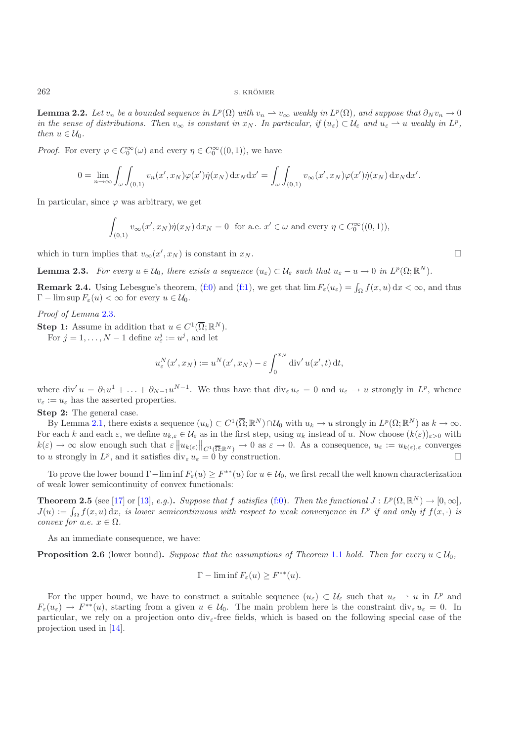**Lemma 2.2.** *Let $v_n$ be a bounded sequence in $L^p(\Omega)$ with $v_n \rightharpoonup v_\infty$ weakly in $L^p(\Omega)$, and suppose that $\partial_N v_n \to 0$ in the sense of distributions. Then $v_\infty$ is constant in $x_N$. In particular, if $(u_\varepsilon) \subset \mathcal{U}_\varepsilon$ and $u_\varepsilon \rightharpoonup u$ weakly in $L^p$, then $u \in \mathcal{U}_0$.*

*Proof.* For every $\varphi \in C_0^\infty(\omega)$ and every $\eta \in C_0^\infty((0,1))$, we have

$$0 = \lim_{n\to\infty} \int_\omega \int_{(0,1)} v_n(x', x_N)\varphi(x')\dot{\eta}(x_N)\,\mathrm{d}x_N\mathrm{d}x' = \int_\omega \int_{(0,1)} v_\infty(x', x_N)\varphi(x')\dot{\eta}(x_N)\,\mathrm{d}x_N\mathrm{d}x'.$$

In particular, since $\varphi$ was arbitrary, we get

$$\int_{(0,1)} v_\infty(x', x_N)\dot{\eta}(x_N)\,\mathrm{d}x_N = 0 \;\text{ for a.e. } x' \in \omega \text{ and every } \eta \in C_0^\infty((0,1)),$$

which in turn implies that $v_\infty(x', x_N)$ is constant in $x_N$. □

**Lemma 2.3.** *For every $u \in \mathcal{U}_0$, there exists a sequence $(u_\varepsilon) \subset \mathcal{U}_\varepsilon$ such that $u_\varepsilon - u \to 0$ in $L^p(\Omega;\mathbb{R}^N)$.*

**Remark 2.4.** Using Lebesgue's theorem, (f:0) and (f:1), we get that $\lim F_\varepsilon(u_\varepsilon) = \int_\Omega f(x,u)\,\mathrm{d}x < \infty$, and thus $\Gamma - \limsup F_\varepsilon(u) < \infty$ for every $u \in \mathcal{U}_0$.

*Proof of Lemma* 2.3.

**Step 1:** Assume in addition that $u \in C^1(\overline{\Omega};\mathbb{R}^N)$.

For $j = 1,\ldots,N-1$ define $u_\varepsilon^j := u^j$, and let

$$u_\varepsilon^N(x', x_N) := u^N(x', x_N) - \varepsilon \int_0^{x_N} \operatorname{div}' u(x', t)\,\mathrm{d}t,$$

where $\operatorname{div}' u = \partial_1 u^1 + \ldots + \partial_{N-1}u^{N-1}$. We thus have that $\operatorname{div}_\varepsilon u_\varepsilon = 0$ and $u_\varepsilon \to u$ strongly in $L^p$, whence $v_\varepsilon := u_\varepsilon$ has the asserted properties.

**Step 2:** The general case.

By Lemma 2.1, there exists a sequence $(u_k) \subset C^1(\overline{\Omega};\mathbb{R}^N) \cap \mathcal{U}_0$ with $u_k \to u$ strongly in $L^p(\Omega;\mathbb{R}^N)$ as $k \to \infty$. For each $k$ and each $\varepsilon$, we define $u_{k,\varepsilon} \in \mathcal{U}_\varepsilon$ as in the first step, using $u_k$ instead of $u$. Now choose $(k(\varepsilon))_{\varepsilon>0}$ with $k(\varepsilon) \to \infty$ slow enough such that $\varepsilon \left\|u_{k(\varepsilon)}\right\|_{C^1(\overline{\Omega};\mathbb{R}^N)} \to 0$ as $\varepsilon \to 0$. As a consequence, $u_\varepsilon := u_{k(\varepsilon),\varepsilon}$ converges to $u$ strongly in $L^p$, and it satisfies $\operatorname{div}_\varepsilon u_\varepsilon = 0$ by construction. □

To prove the lower bound $\Gamma - \liminf F_\varepsilon(u) \geq F^{**}(u)$ for $u \in \mathcal{U}_0$, we first recall the well known characterization of weak lower semicontinuity of convex functionals:

**Theorem 2.5** (see [17] or [13], *e.g.*)**.** *Suppose that $f$ satisfies (f:0). Then the functional $J : L^p(\Omega,\mathbb{R}^N) \to [0,\infty]$, $J(u) := \int_\Omega f(x,u)\,\mathrm{d}x$, is lower semicontinuous with respect to weak convergence in $L^p$ if and only if $f(x,\cdot)$ is convex for a.e. $x \in \Omega$.*

As an immediate consequence, we have:

**Proposition 2.6** (lower bound)**.** *Suppose that the assumptions of Theorem 1.1 hold. Then for every $u \in \mathcal{U}_0$,*

$$\Gamma - \liminf F_\varepsilon(u) \geq F^{**}(u).$$

For the upper bound, we have to construct a suitable sequence $(u_\varepsilon) \subset \mathcal{U}_\varepsilon$ such that $u_\varepsilon \rightharpoonup u$ in $L^p$ and $F_\varepsilon(u_\varepsilon) \to F^{**}(u)$, starting from a given $u \in \mathcal{U}_0$. The main problem here is the constraint $\operatorname{div}_\varepsilon u_\varepsilon = 0$. In particular, we rely on a projection onto $\operatorname{div}_\varepsilon$-free fields, which is based on the following special case of the projection used in [14].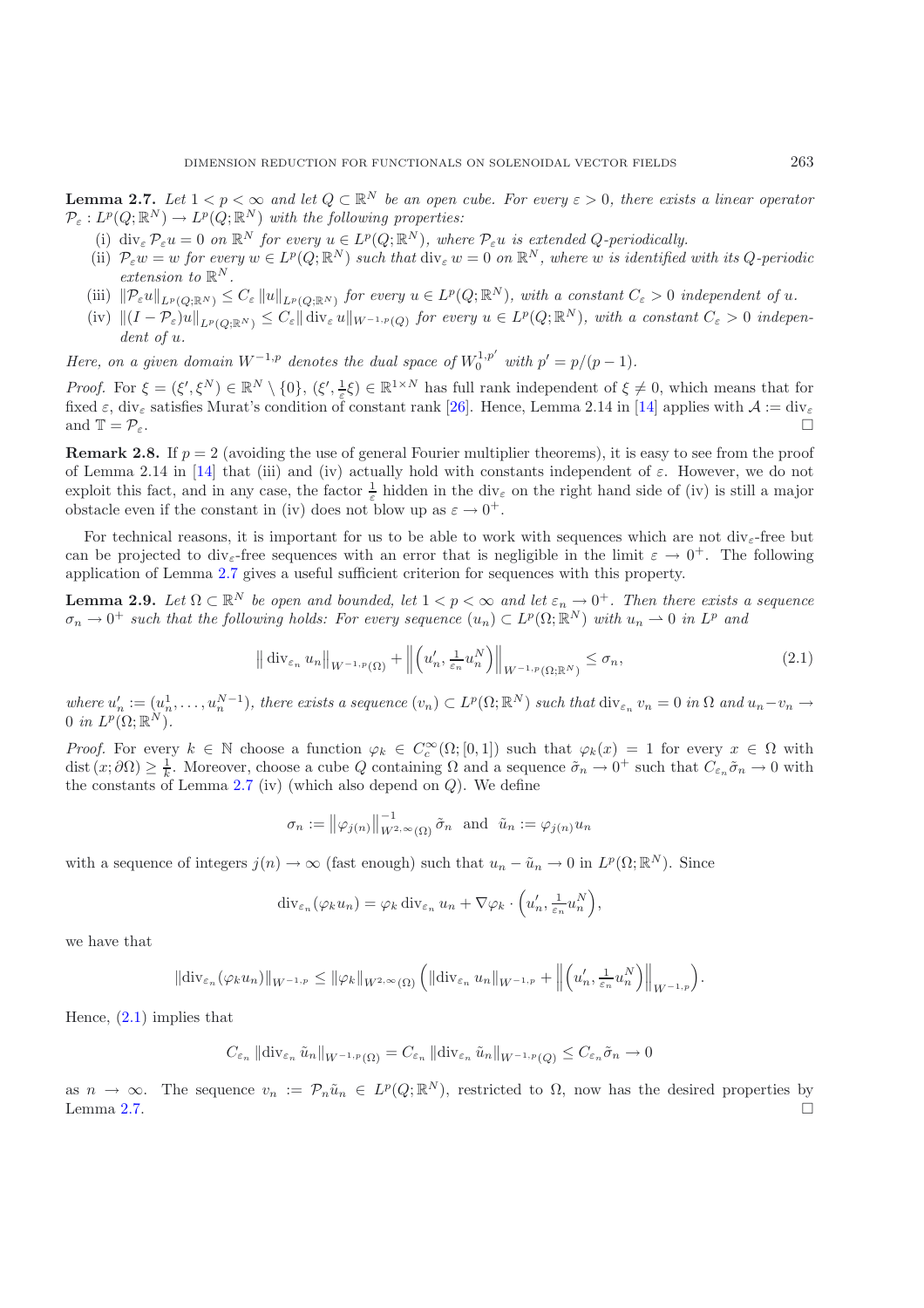**Lemma 2.7.** *Let $1 < p < \infty$ and let $Q \subset \mathbb{R}^N$ be an open cube. For every $\varepsilon > 0$, there exists a linear operator $\mathcal{P}_\varepsilon : L^p(Q;\mathbb{R}^N) \to L^p(Q;\mathbb{R}^N)$ with the following properties:*

- (i) *$\operatorname{div}_\varepsilon \mathcal{P}_\varepsilon u = 0$ on $\mathbb{R}^N$ for every $u \in L^p(Q;\mathbb{R}^N)$, where $\mathcal{P}_\varepsilon u$ is extended $Q$-periodically.*
- (ii) *$\mathcal{P}_\varepsilon w = w$ for every $w \in L^p(Q;\mathbb{R}^N)$ such that $\operatorname{div}_\varepsilon w = 0$ on $\mathbb{R}^N$, where $w$ is identified with its $Q$-periodic extension to $\mathbb{R}^N$.*
- (iii) *$\|\mathcal{P}_\varepsilon u\|_{L^p(Q;\mathbb{R}^N)} \le C_\varepsilon \|u\|_{L^p(Q;\mathbb{R}^N)}$ for every $u \in L^p(Q;\mathbb{R}^N)$, with a constant $C_\varepsilon > 0$ independent of $u$.*
- (iv) *$\|(I - \mathcal{P}_\varepsilon)u\|_{L^p(Q;\mathbb{R}^N)} \le C_\varepsilon \|\operatorname{div}_\varepsilon u\|_{W^{-1,p}(Q)}$ for every $u \in L^p(Q;\mathbb{R}^N)$, with a constant $C_\varepsilon > 0$ independent of $u$.*

*Here, on a given domain $W^{-1,p}$ denotes the dual space of $W_0^{1,p'}$ with $p' = p/(p-1)$.*

*Proof.* For $\xi = (\xi', \xi^N) \in \mathbb{R}^N \setminus \{0\}$, $(\xi', \frac{1}{\varepsilon}\xi) \in \mathbb{R}^{1\times N}$ has full rank independent of $\xi \neq 0$, which means that for fixed $\varepsilon$, $\operatorname{div}_\varepsilon$ satisfies Murat's condition of constant rank [26]. Hence, Lemma 2.14 in [14] applies with $\mathcal{A} := \operatorname{div}_\varepsilon$ and $\mathbb{T} = \mathcal{P}_\varepsilon$. □

**Remark 2.8.** If $p = 2$ (avoiding the use of general Fourier multiplier theorems), it is easy to see from the proof of Lemma 2.14 in [14] that (iii) and (iv) actually hold with constants independent of $\varepsilon$. However, we do not exploit this fact, and in any case, the factor $\frac{1}{\varepsilon}$ hidden in the $\operatorname{div}_\varepsilon$ on the right hand side of (iv) is still a major obstacle even if the constant in (iv) does not blow up as $\varepsilon \to 0^+$.

For technical reasons, it is important for us to be able to work with sequences which are not $\operatorname{div}_\varepsilon$-free but can be projected to $\operatorname{div}_\varepsilon$-free sequences with an error that is negligible in the limit $\varepsilon \to 0^+$. The following application of Lemma 2.7 gives a useful sufficient criterion for sequences with this property.

**Lemma 2.9.** *Let $\Omega \subset \mathbb{R}^N$ be open and bounded, let $1 < p < \infty$ and let $\varepsilon_n \to 0^+$. Then there exists a sequence $\sigma_n \to 0^+$ such that the following holds: For every sequence $(u_n) \subset L^p(\Omega;\mathbb{R}^N)$ with $u_n \rightharpoonup 0$ in $L^p$ and*

$$\|\operatorname{div}_{\varepsilon_n} u_n\|_{W^{-1,p}(\Omega)} + \left\|\left(u_n', \tfrac{1}{\varepsilon_n} u_n^N\right)\right\|_{W^{-1,p}(\Omega;\mathbb{R}^N)} \le \sigma_n, \tag{2.1}$$

*where $u_n' := (u_n^1, \dots, u_n^{N-1})$, there exists a sequence $(v_n) \subset L^p(\Omega;\mathbb{R}^N)$ such that $\operatorname{div}_{\varepsilon_n} v_n = 0$ in $\Omega$ and $u_n - v_n \to 0$ in $L^p(\Omega;\mathbb{R}^N)$.*

*Proof.* For every $k \in \mathbb{N}$ choose a function $\varphi_k \in C_c^\infty(\Omega;[0,1])$ such that $\varphi_k(x) = 1$ for every $x \in \Omega$ with $\operatorname{dist}(x;\partial\Omega) \ge \frac{1}{k}$. Moreover, choose a cube $Q$ containing $\Omega$ and a sequence $\tilde{\sigma}_n \to 0^+$ such that $C_{\varepsilon_n}\tilde{\sigma}_n \to 0$ with the constants of Lemma 2.7 (iv) (which also depend on $Q$). We define

$$\sigma_n := \|\varphi_{j(n)}\|_{W^{2,\infty}(\Omega)}^{-1} \tilde{\sigma}_n \quad \text{and} \quad \tilde{u}_n := \varphi_{j(n)} u_n$$

with a sequence of integers $j(n) \to \infty$ (fast enough) such that $u_n - \tilde{u}_n \to 0$ in $L^p(\Omega;\mathbb{R}^N)$. Since

$$\operatorname{div}_{\varepsilon_n}(\varphi_k u_n) = \varphi_k \operatorname{div}_{\varepsilon_n} u_n + \nabla\varphi_k \cdot \left(u_n', \tfrac{1}{\varepsilon_n} u_n^N\right),$$

we have that

$$\|\operatorname{div}_{\varepsilon_n}(\varphi_k u_n)\|_{W^{-1,p}} \le \|\varphi_k\|_{W^{2,\infty}(\Omega)} \left(\|\operatorname{div}_{\varepsilon_n} u_n\|_{W^{-1,p}} + \left\|\left(u_n', \tfrac{1}{\varepsilon_n} u_n^N\right)\right\|_{W^{-1,p}}\right).$$

Hence, (2.1) implies that

$$C_{\varepsilon_n} \|\operatorname{div}_{\varepsilon_n} \tilde{u}_n\|_{W^{-1,p}(\Omega)} = C_{\varepsilon_n} \|\operatorname{div}_{\varepsilon_n} \tilde{u}_n\|_{W^{-1,p}(Q)} \le C_{\varepsilon_n}\tilde{\sigma}_n \to 0$$

as $n \to \infty$. The sequence $v_n := \mathcal{P}_n \tilde{u}_n \in L^p(Q;\mathbb{R}^N)$, restricted to $\Omega$, now has the desired properties by Lemma 2.7. □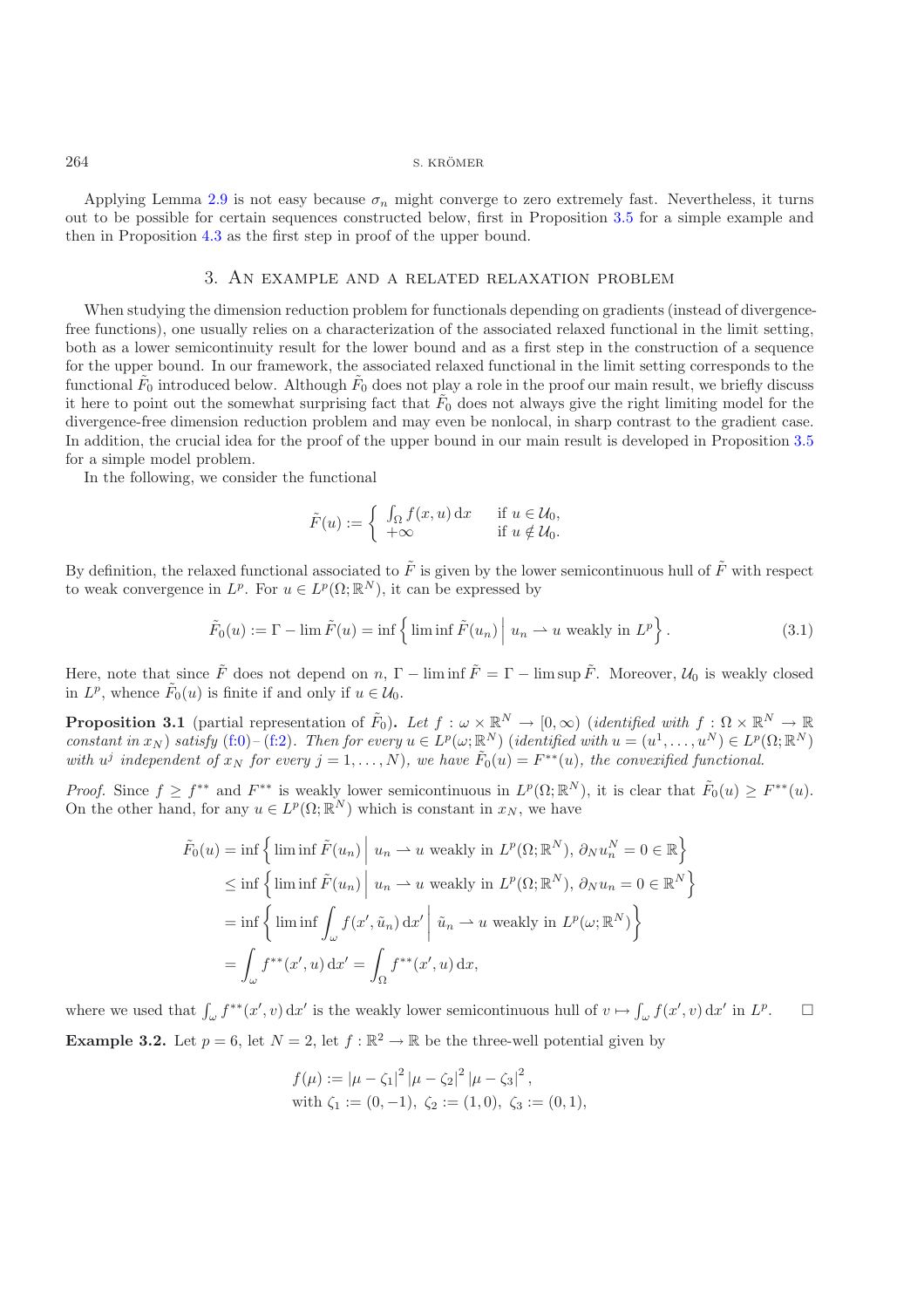Applying Lemma 2.9 is not easy because $\sigma_n$ might converge to zero extremely fast. Nevertheless, it turns out to be possible for certain sequences constructed below, first in Proposition 3.5 for a simple example and then in Proposition 4.3 as the first step in proof of the upper bound.

## 3. An example and a related relaxation problem

When studying the dimension reduction problem for functionals depending on gradients (instead of divergence-free functions), one usually relies on a characterization of the associated relaxed functional in the limit setting, both as a lower semicontinuity result for the lower bound and as a first step in the construction of a sequence for the upper bound. In our framework, the associated relaxed functional in the limit setting corresponds to the functional $\tilde{F}_0$ introduced below. Although $\tilde{F}_0$ does not play a role in the proof our main result, we briefly discuss it here to point out the somewhat surprising fact that $\tilde{F}_0$ does not always give the right limiting model for the divergence-free dimension reduction problem and may even be nonlocal, in sharp contrast to the gradient case. In addition, the crucial idea for the proof of the upper bound in our main result is developed in Proposition 3.5 for a simple model problem.

In the following, we consider the functional

$$
\tilde{F}(u) := \begin{cases} \int_\Omega f(x,u)\,\mathrm{d}x & \text{if } u \in \mathcal{U}_0, \\ +\infty & \text{if } u \notin \mathcal{U}_0. \end{cases}
$$

By definition, the relaxed functional associated to $\tilde{F}$ is given by the lower semicontinuous hull of $\tilde{F}$ with respect to weak convergence in $L^p$. For $u \in L^p(\Omega;\mathbb{R}^N)$, it can be expressed by

$$
\tilde{F}_0(u) := \Gamma - \lim \tilde{F}(u) = \inf\left\{ \liminf \tilde{F}(u_n) \,\middle|\, u_n \rightharpoonup u \text{ weakly in } L^p \right\}. \tag{3.1}
$$

Here, note that since $\tilde{F}$ does not depend on $n$, $\Gamma - \liminf \tilde{F} = \Gamma - \limsup \tilde{F}$. Moreover, $\mathcal{U}_0$ is weakly closed in $L^p$, whence $\tilde{F}_0(u)$ is finite if and only if $u \in \mathcal{U}_0$.

**Proposition 3.1** (partial representation of $\tilde{F}_0$)**.** *Let $f : \omega \times \mathbb{R}^N \to [0,\infty)$ (identified with $f : \Omega \times \mathbb{R}^N \to \mathbb{R}$ constant in $x_N$) satisfy (f:0)–(f:2). Then for every $u \in L^p(\omega;\mathbb{R}^N)$ (identified with $u = (u^1,\ldots,u^N) \in L^p(\Omega;\mathbb{R}^N)$ with $u^j$ independent of $x_N$ for every $j = 1,\ldots,N$), we have $\tilde{F}_0(u) = F^{**}(u)$, the convexified functional.*

*Proof.* Since $f \geq f^{**}$ and $F^{**}$ is weakly lower semicontinuous in $L^p(\Omega;\mathbb{R}^N)$, it is clear that $\tilde{F}_0(u) \geq F^{**}(u)$. On the other hand, for any $u \in L^p(\Omega;\mathbb{R}^N)$ which is constant in $x_N$, we have

$$
\begin{aligned}
\tilde{F}_0(u) &= \inf\left\{ \liminf \tilde{F}(u_n) \,\middle|\, u_n \rightharpoonup u \text{ weakly in } L^p(\Omega;\mathbb{R}^N),\ \partial_N u_n^N = 0 \in \mathbb{R} \right\} \\
&\leq \inf\left\{ \liminf \tilde{F}(u_n) \,\middle|\, u_n \rightharpoonup u \text{ weakly in } L^p(\Omega;\mathbb{R}^N),\ \partial_N u_n = 0 \in \mathbb{R}^N \right\} \\
&= \inf\left\{ \liminf \int_\omega f(x',\tilde{u}_n)\,\mathrm{d}x' \,\middle|\, \tilde{u}_n \rightharpoonup u \text{ weakly in } L^p(\omega;\mathbb{R}^N) \right\} \\
&= \int_\omega f^{**}(x',u)\,\mathrm{d}x' = \int_\Omega f^{**}(x',u)\,\mathrm{d}x,
\end{aligned}
$$

where we used that $\int_\omega f^{**}(x',v)\,\mathrm{d}x'$ is the weakly lower semicontinuous hull of $v \mapsto \int_\omega f(x',v)\,\mathrm{d}x'$ in $L^p$. $\square$

**Example 3.2.** Let $p = 6$, let $N = 2$, let $f : \mathbb{R}^2 \to \mathbb{R}$ be the three-well potential given by

$$
\begin{aligned}
&f(\mu) := |\mu - \zeta_1|^2\,|\mu - \zeta_2|^2\,|\mu - \zeta_3|^2, \\
&\text{with } \zeta_1 := (0,-1),\ \zeta_2 := (1,0),\ \zeta_3 := (0,1),
\end{aligned}
$$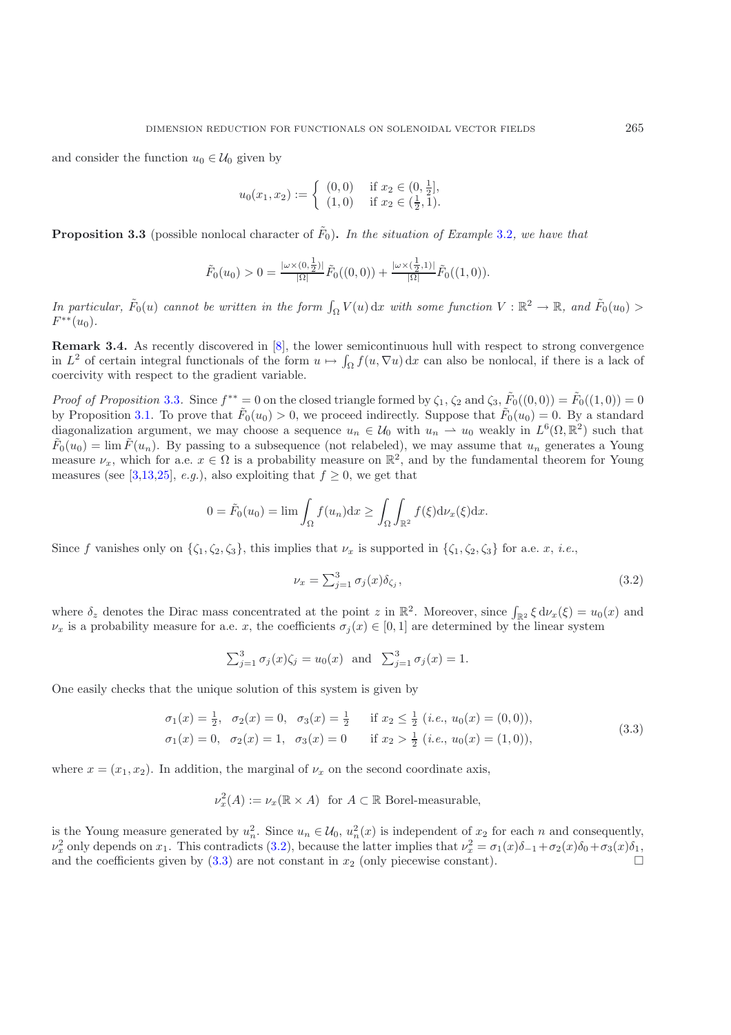and consider the function $u_0 \in \mathcal{U}_0$ given by

$$
u_0(x_1,x_2) := \begin{cases} (0,0) & \text{if } x_2 \in (0,\frac{1}{2}], \\ (1,0) & \text{if } x_2 \in (\frac{1}{2},1). \end{cases}
$$

**Proposition 3.3** (possible nonlocal character of $\tilde{F}_0$)**.** *In the situation of Example 3.2, we have that*

$$
\tilde{F}_0(u_0) > 0 = \tfrac{|\omega\times(0,\frac{1}{2})|}{|\Omega|}\tilde{F}_0((0,0)) + \tfrac{|\omega\times(\frac{1}{2},1)|}{|\Omega|}\tilde{F}_0((1,0)).
$$

*In particular, $\tilde{F}_0(u)$ cannot be written in the form $\int_\Omega V(u)\,\mathrm{d}x$ with some function $V:\mathbb{R}^2\to\mathbb{R}$, and $\tilde{F}_0(u_0) > F^{**}(u_0)$.*

**Remark 3.4.** As recently discovered in [8], the lower semicontinuous hull with respect to strong convergence in $L^2$ of certain integral functionals of the form $u\mapsto\int_\Omega f(u,\nabla u)\,\mathrm{d}x$ can also be nonlocal, if there is a lack of coercivity with respect to the gradient variable.

*Proof of Proposition* 3.3. Since $f^{**}=0$ on the closed triangle formed by $\zeta_1$, $\zeta_2$ and $\zeta_3$, $\tilde{F}_0((0,0)) = \tilde{F}_0((1,0)) = 0$ by Proposition 3.1. To prove that $\tilde{F}_0(u_0)>0$, we proceed indirectly. Suppose that $\tilde{F}_0(u_0)=0$. By a standard diagonalization argument, we may choose a sequence $u_n\in\mathcal{U}_0$ with $u_n\rightharpoonup u_0$ weakly in $L^6(\Omega,\mathbb{R}^2)$ such that $\tilde{F}_0(u_0)=\lim\tilde{F}(u_n)$. By passing to a subsequence (not relabeled), we may assume that $u_n$ generates a Young measure $\nu_x$, which for a.e. $x\in\Omega$ is a probability measure on $\mathbb{R}^2$, and by the fundamental theorem for Young measures (see [3,13,25], *e.g.*), also exploiting that $f\geq 0$, we get that

$$
0=\tilde{F}_0(u_0)=\lim\int_\Omega f(u_n)\mathrm{d}x \geq \int_\Omega\int_{\mathbb{R}^2} f(\xi)\mathrm{d}\nu_x(\xi)\mathrm{d}x.
$$

Since $f$ vanishes only on $\{\zeta_1,\zeta_2,\zeta_3\}$, this implies that $\nu_x$ is supported in $\{\zeta_1,\zeta_2,\zeta_3\}$ for a.e. $x$, *i.e.*,

$$
\nu_x = \textstyle\sum_{j=1}^3 \sigma_j(x)\delta_{\zeta_j}, \tag{3.2}
$$

where $\delta_z$ denotes the Dirac mass concentrated at the point $z$ in $\mathbb{R}^2$. Moreover, since $\int_{\mathbb{R}^2}\xi\,\mathrm{d}\nu_x(\xi)=u_0(x)$ and $\nu_x$ is a probability measure for a.e. $x$, the coefficients $\sigma_j(x)\in[0,1]$ are determined by the linear system

$$
\textstyle\sum_{j=1}^3\sigma_j(x)\zeta_j = u_0(x) \quad\text{and}\quad \sum_{j=1}^3\sigma_j(x)=1.
$$

One easily checks that the unique solution of this system is given by

$$
\begin{aligned}
&\sigma_1(x)=\tfrac{1}{2},\ \ \sigma_2(x)=0,\ \ \sigma_3(x)=\tfrac{1}{2} \quad \text{if } x_2\leq\tfrac{1}{2}\ (\textit{i.e.},\ u_0(x)=(0,0)),\\
&\sigma_1(x)=0,\ \ \sigma_2(x)=1,\ \ \sigma_3(x)=0 \quad\ \ \text{if } x_2>\tfrac{1}{2}\ (\textit{i.e.},\ u_0(x)=(1,0)),
\end{aligned} \tag{3.3}
$$

where $x=(x_1,x_2)$. In addition, the marginal of $\nu_x$ on the second coordinate axis,

$$
\nu_x^2(A) := \nu_x(\mathbb{R}\times A) \quad\text{for } A\subset\mathbb{R} \text{ Borel-measurable},
$$

is the Young measure generated by $u_n^2$. Since $u_n\in\mathcal{U}_0$, $u_n^2(x)$ is independent of $x_2$ for each $n$ and consequently, $\nu_x^2$ only depends on $x_1$. This contradicts (3.2), because the latter implies that $\nu_x^2=\sigma_1(x)\delta_{-1}+\sigma_2(x)\delta_0+\sigma_3(x)\delta_1$, and the coefficients given by (3.3) are not constant in $x_2$ (only piecewise constant). □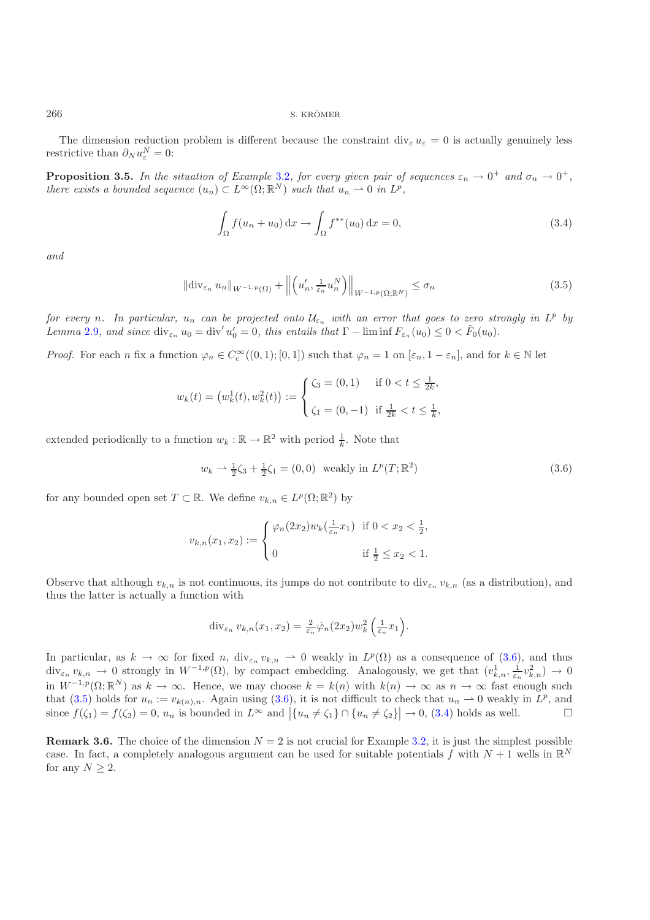The dimension reduction problem is different because the constraint $\operatorname{div}_\varepsilon u_\varepsilon = 0$ is actually genuinely less restrictive than $\partial_N u_\varepsilon^N = 0$:

**Proposition 3.5.** *In the situation of Example 3.2, for every given pair of sequences $\varepsilon_n \to 0^+$ and $\sigma_n \to 0^+$, there exists a bounded sequence $(u_n) \subset L^\infty(\Omega;\mathbb{R}^N)$ such that $u_n \rightharpoonup 0$ in $L^p$,*

$$\int_\Omega f(u_n + u_0)\,\mathrm{d}x \to \int_\Omega f^{**}(u_0)\,\mathrm{d}x = 0, \tag{3.4}$$

*and*

$$\|\operatorname{div}_{\varepsilon_n} u_n\|_{W^{-1,p}(\Omega)} + \left\| \left(u_n', \tfrac{1}{\varepsilon_n} u_n^N\right) \right\|_{W^{-1,p}(\Omega;\mathbb{R}^N)} \leq \sigma_n \tag{3.5}$$

*for every $n$. In particular, $u_n$ can be projected onto $\mathcal{U}_{\varepsilon_n}$ with an error that goes to zero strongly in $L^p$ by Lemma 2.9, and since $\operatorname{div}_{\varepsilon_n} u_0 = \operatorname{div}' u_0' = 0$, this entails that $\Gamma - \liminf F_{\varepsilon_n}(u_0) \leq 0 < \tilde{F}_0(u_0)$.*

*Proof.* For each $n$ fix a function $\varphi_n \in C_c^\infty((0,1);[0,1])$ such that $\varphi_n = 1$ on $[\varepsilon_n, 1-\varepsilon_n]$, and for $k \in \mathbb{N}$ let

$$w_k(t) = \left(w_k^1(t), w_k^2(t)\right) := \begin{cases} \zeta_3 = (0,1) & \text{if } 0 < t \leq \frac{1}{2k}, \\ \zeta_1 = (0,-1) & \text{if } \frac{1}{2k} < t \leq \frac{1}{k}, \end{cases}$$

extended periodically to a function $w_k : \mathbb{R} \to \mathbb{R}^2$ with period $\frac{1}{k}$. Note that

$$w_k \rightharpoonup \tfrac{1}{2}\zeta_3 + \tfrac{1}{2}\zeta_1 = (0,0) \ \text{ weakly in } L^p(T;\mathbb{R}^2) \tag{3.6}$$

for any bounded open set $T \subset \mathbb{R}$. We define $v_{k,n} \in L^p(\Omega;\mathbb{R}^2)$ by

$$v_{k,n}(x_1,x_2) := \begin{cases} \varphi_n(2x_2) w_k(\frac{1}{\varepsilon_n}x_1) & \text{if } 0 < x_2 < \frac{1}{2}, \\ 0 & \text{if } \frac{1}{2} \leq x_2 < 1. \end{cases}$$

Observe that although $v_{k,n}$ is not continuous, its jumps do not contribute to $\operatorname{div}_{\varepsilon_n} v_{k,n}$ (as a distribution), and thus the latter is actually a function with

$$\operatorname{div}_{\varepsilon_n} v_{k,n}(x_1,x_2) = \tfrac{2}{\varepsilon_n}\dot{\varphi}_n(2x_2) w_k^2\left(\tfrac{1}{\varepsilon_n}x_1\right).$$

In particular, as $k \to \infty$ for fixed $n$, $\operatorname{div}_{\varepsilon_n} v_{k,n} \rightharpoonup 0$ weakly in $L^p(\Omega)$ as a consequence of (3.6), and thus $\operatorname{div}_{\varepsilon_n} v_{k,n} \to 0$ strongly in $W^{-1,p}(\Omega)$, by compact embedding. Analogously, we get that $(v_{k,n}^1, \frac{1}{\varepsilon_n}v_{k,n}^2) \to 0$ in $W^{-1,p}(\Omega;\mathbb{R}^N)$ as $k \to \infty$. Hence, we may choose $k = k(n)$ with $k(n) \to \infty$ as $n \to \infty$ fast enough such that (3.5) holds for $u_n := v_{k(n),n}$. Again using (3.6), it is not difficult to check that $u_n \rightharpoonup 0$ weakly in $L^p$, and since $f(\zeta_1) = f(\zeta_2) = 0$, $u_n$ is bounded in $L^\infty$ and $\left|\{u_n \neq \zeta_1\} \cap \{u_n \neq \zeta_2\}\right| \to 0$, (3.4) holds as well. $\square$

**Remark 3.6.** The choice of the dimension $N = 2$ is not crucial for Example 3.2, it is just the simplest possible case. In fact, a completely analogous argument can be used for suitable potentials $f$ with $N+1$ wells in $\mathbb{R}^N$ for any $N \geq 2$.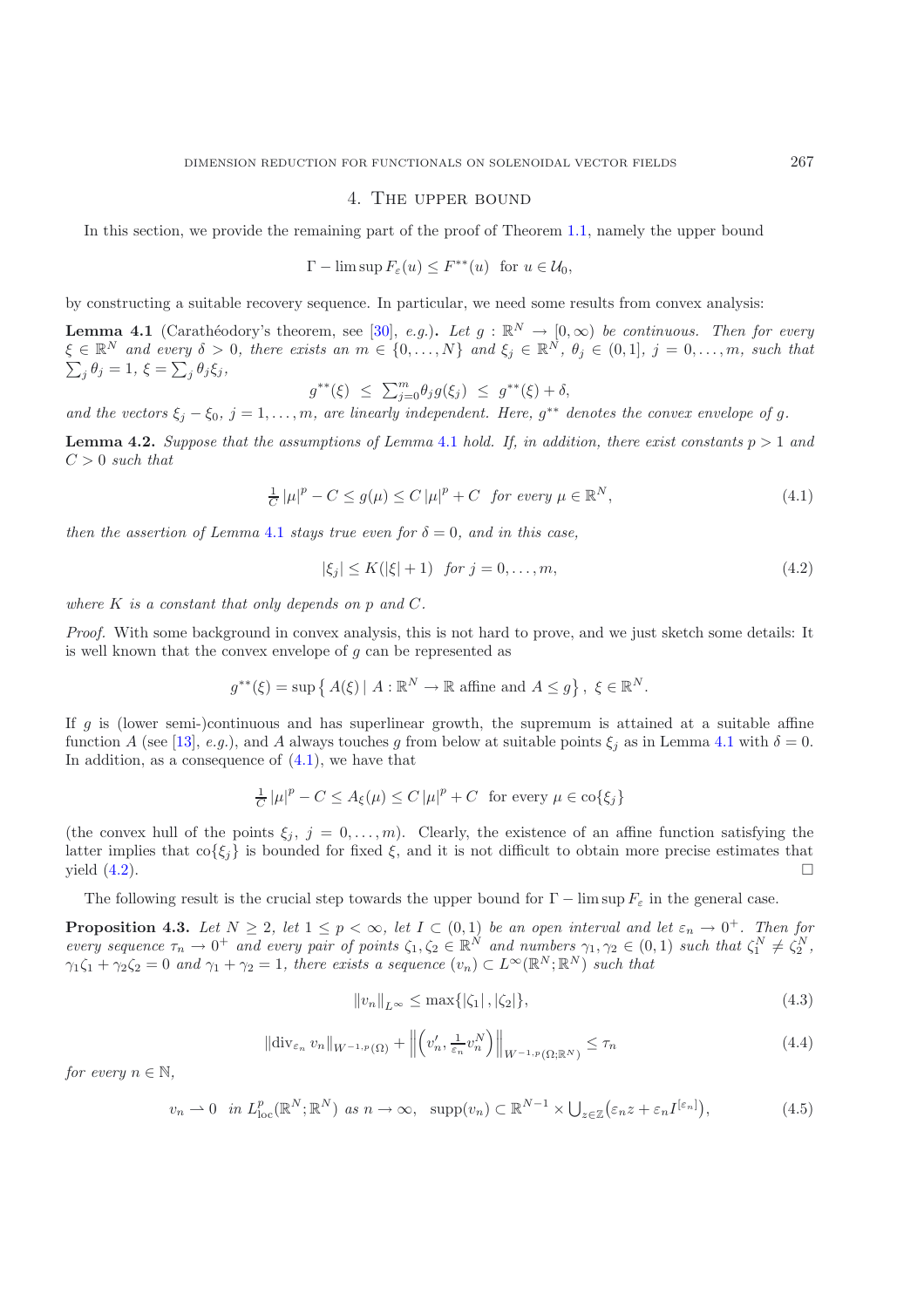## 4. The upper bound

In this section, we provide the remaining part of the proof of Theorem 1.1, namely the upper bound

$$\Gamma - \limsup F_\varepsilon(u) \le F^{**}(u) \ \text{ for } u \in \mathcal{U}_0,$$

by constructing a suitable recovery sequence. In particular, we need some results from convex analysis:

**Lemma 4.1** (Carathéodory's theorem, see [30], *e.g.*)**.** *Let $g : \mathbb{R}^N \to [0,\infty)$ be continuous. Then for every $\xi \in \mathbb{R}^N$ and every $\delta > 0$, there exists an $m \in \{0,\dots,N\}$ and $\xi_j \in \mathbb{R}^N$, $\theta_j \in (0,1]$, $j = 0,\dots,m$, such that $\sum_j \theta_j = 1$, $\xi = \sum_j \theta_j \xi_j$,*

$$g^{**}(\xi) \ \le \ \textstyle\sum_{j=0}^m \theta_j g(\xi_j) \ \le \ g^{**}(\xi) + \delta,$$

*and the vectors $\xi_j - \xi_0$, $j = 1,\dots,m$, are linearly independent. Here, $g^{**}$ denotes the convex envelope of $g$.*

**Lemma 4.2.** *Suppose that the assumptions of Lemma 4.1 hold. If, in addition, there exist constants $p > 1$ and $C > 0$ such that*

$$\tfrac{1}{C}\,|\mu|^p - C \le g(\mu) \le C\,|\mu|^p + C \ \text{ for every } \mu \in \mathbb{R}^N, \tag{4.1}$$

*then the assertion of Lemma 4.1 stays true even for $\delta = 0$, and in this case,*

$$|\xi_j| \le K(|\xi| + 1) \ \text{ for } j = 0,\dots,m, \tag{4.2}$$

*where $K$ is a constant that only depends on $p$ and $C$.*

*Proof.* With some background in convex analysis, this is not hard to prove, and we just sketch some details: It is well known that the convex envelope of $g$ can be represented as

$$g^{**}(\xi) = \sup\left\{ A(\xi) \mid A : \mathbb{R}^N \to \mathbb{R} \text{ affine and } A \le g \right\},\ \xi \in \mathbb{R}^N.$$

If $g$ is (lower semi-)continuous and has superlinear growth, the supremum is attained at a suitable affine function $A$ (see [13], *e.g.*), and $A$ always touches $g$ from below at suitable points $\xi_j$ as in Lemma 4.1 with $\delta = 0$. In addition, as a consequence of (4.1), we have that

$$\tfrac{1}{C}\,|\mu|^p - C \le A_\xi(\mu) \le C\,|\mu|^p + C \ \text{ for every } \mu \in \operatorname{co}\{\xi_j\}$$

(the convex hull of the points $\xi_j$, $j = 0,\dots,m$). Clearly, the existence of an affine function satisfying the latter implies that $\operatorname{co}\{\xi_j\}$ is bounded for fixed $\xi$, and it is not difficult to obtain more precise estimates that yield (4.2). □

The following result is the crucial step towards the upper bound for $\Gamma - \limsup F_\varepsilon$ in the general case.

**Proposition 4.3.** *Let $N \ge 2$, let $1 \le p < \infty$, let $I \subset (0,1)$ be an open interval and let $\varepsilon_n \to 0^+$. Then for every sequence $\tau_n \to 0^+$ and every pair of points $\zeta_1, \zeta_2 \in \mathbb{R}^N$ and numbers $\gamma_1, \gamma_2 \in (0,1)$ such that $\zeta_1^N \ne \zeta_2^N$, $\gamma_1\zeta_1 + \gamma_2\zeta_2 = 0$ and $\gamma_1 + \gamma_2 = 1$, there exists a sequence $(v_n) \subset L^\infty(\mathbb{R}^N;\mathbb{R}^N)$ such that*

$$\|v_n\|_{L^\infty} \le \max\{|\zeta_1|, |\zeta_2|\}, \tag{4.3}$$

$$\|\operatorname{div}_{\varepsilon_n} v_n\|_{W^{-1,p}(\Omega)} + \left\| \left( v_n', \tfrac{1}{\varepsilon_n} v_n^N \right) \right\|_{W^{-1,p}(\Omega;\mathbb{R}^N)} \le \tau_n \tag{4.4}$$

*for every $n \in \mathbb{N}$,*

$$v_n \rightharpoonup 0 \ \text{ in } L^p_{\mathrm{loc}}(\mathbb{R}^N;\mathbb{R}^N) \text{ as } n \to \infty, \ \ \operatorname{supp}(v_n) \subset \mathbb{R}^{N-1} \times \textstyle\bigcup_{z\in\mathbb{Z}} \left( \varepsilon_n z + \varepsilon_n I^{[\varepsilon_n]} \right), \tag{4.5}$$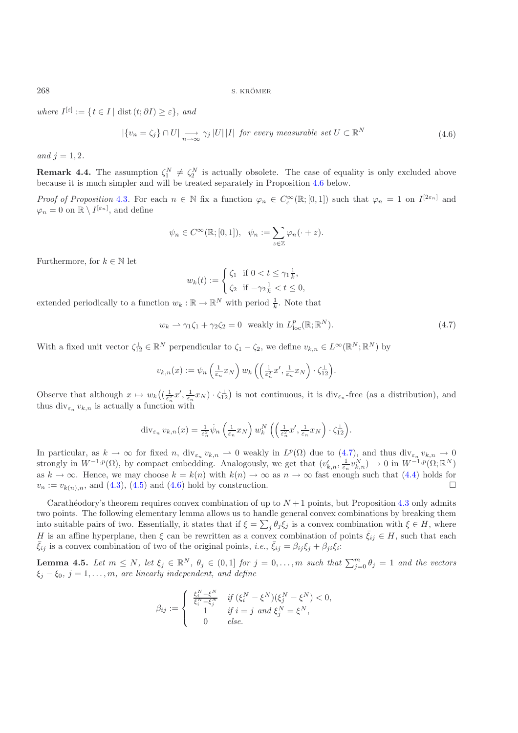*where* $I^{[\varepsilon]} := \{ t \in I \mid \operatorname{dist}(t; \partial I) \geq \varepsilon \}$, *and*

$$|\{v_n = \zeta_j\} \cap U| \underset{n\to\infty}{\longrightarrow} \gamma_j \, |U| \, |I| \text{ for every measurable set } U \subset \mathbb{R}^N \tag{4.6}$$

*and* $j = 1, 2$.

**Remark 4.4.** The assumption $\zeta_1^N \neq \zeta_2^N$ is actually obsolete. The case of equality is only excluded above because it is much simpler and will be treated separately in Proposition 4.6 below.

*Proof of Proposition* 4.3. For each $n \in \mathbb{N}$ fix a function $\varphi_n \in C_c^\infty(\mathbb{R}; [0, 1])$ such that $\varphi_n = 1$ on $I^{[2\varepsilon_n]}$ and $\varphi_n = 0$ on $\mathbb{R} \setminus I^{[\varepsilon_n]}$, and define

$$\psi_n \in C^\infty(\mathbb{R}; [0, 1]), \quad \psi_n := \sum_{z \in \mathbb{Z}} \varphi_n(\cdot + z).$$

Furthermore, for $k \in \mathbb{N}$ let

$$w_k(t) := \begin{cases} \zeta_1 & \text{if } 0 < t \leq \gamma_1 \frac{1}{k}, \\ \zeta_2 & \text{if } -\gamma_2 \frac{1}{k} < t \leq 0, \end{cases}$$

extended periodically to a function $w_k : \mathbb{R} \to \mathbb{R}^N$ with period $\frac{1}{k}$. Note that

$$w_k \rightharpoonup \gamma_1 \zeta_1 + \gamma_2 \zeta_2 = 0 \text{ weakly in } L^p_{\text{loc}}(\mathbb{R}; \mathbb{R}^N). \tag{4.7}$$

With a fixed unit vector $\zeta_{12}^\perp \in \mathbb{R}^N$ perpendicular to $\zeta_1 - \zeta_2$, we define $v_{k,n} \in L^\infty(\mathbb{R}^N; \mathbb{R}^N)$ by

$$v_{k,n}(x) := \psi_n\left(\tfrac{1}{\varepsilon_n} x_N\right) w_k\left(\left(\tfrac{1}{\varepsilon_n^2} x', \tfrac{1}{\varepsilon_n} x_N\right) \cdot \zeta_{12}^\perp\right).$$

Observe that although $x \mapsto w_k\big((\frac{1}{\varepsilon_n^2} x', \frac{1}{\varepsilon_n} x_N) \cdot \zeta_{12}^\perp\big)$ is not continuous, it is $\operatorname{div}_{\varepsilon_n}$-free (as a distribution), and thus $\operatorname{div}_{\varepsilon_n} v_{k,n}$ is actually a function with

$$\operatorname{div}_{\varepsilon_n} v_{k,n}(x) = \tfrac{1}{\varepsilon_n^2} \dot{\psi}_n\left(\tfrac{1}{\varepsilon_n} x_N\right) w_k^N\left(\left(\tfrac{1}{\varepsilon_n^2} x', \tfrac{1}{\varepsilon_n} x_N\right) \cdot \zeta_{12}^\perp\right).$$

In particular, as $k \to \infty$ for fixed $n$, $\operatorname{div}_{\varepsilon_n} v_{k,n} \rightharpoonup 0$ weakly in $L^p(\Omega)$ due to (4.7), and thus $\operatorname{div}_{\varepsilon_n} v_{k,n} \to 0$ strongly in $W^{-1,p}(\Omega)$, by compact embedding. Analogously, we get that $(v_{k,n}', \frac{1}{\varepsilon_n} v_{k,n}^N) \to 0$ in $W^{-1,p}(\Omega; \mathbb{R}^N)$ as $k \to \infty$. Hence, we may choose $k = k(n)$ with $k(n) \to \infty$ as $n \to \infty$ fast enough such that (4.4) holds for $v_n := v_{k(n),n}$, and (4.3), (4.5) and (4.6) hold by construction. $\square$

Carathéodory's theorem requires convex combination of up to $N+1$ points, but Proposition 4.3 only admits two points. The following elementary lemma allows us to handle general convex combinations by breaking them into suitable pairs of two. Essentially, it states that if $\xi = \sum_j \theta_j \xi_j$ is a convex combination with $\xi \in H$, where $H$ is an affine hyperplane, then $\xi$ can be rewritten as a convex combination of points $\bar{\xi}_{ij} \in H$, such that each $\bar{\xi}_{ij}$ is a convex combination of two of the original points, *i.e.*, $\bar{\xi}_{ij} = \beta_{ij} \xi_j + \beta_{ji} \xi_i$:

**Lemma 4.5.** *Let* $m \leq N$, *let* $\xi_j \in \mathbb{R}^N$, $\theta_j \in (0, 1]$ *for* $j = 0, \ldots, m$ *such that* $\sum_{j=0}^m \theta_j = 1$ *and the vectors* $\xi_j - \xi_0$, $j = 1, \ldots, m$, *are linearly independent, and define*

$$\beta_{ij} := \begin{cases} \frac{\xi_i^N - \xi^N}{\xi_i^N - \xi_j^N} & \text{if } (\xi_i^N - \xi^N)(\xi_j^N - \xi^N) < 0, \\ 1 & \text{if } i = j \text{ and } \xi_j^N = \xi^N, \\ 0 & \text{else.} \end{cases}$$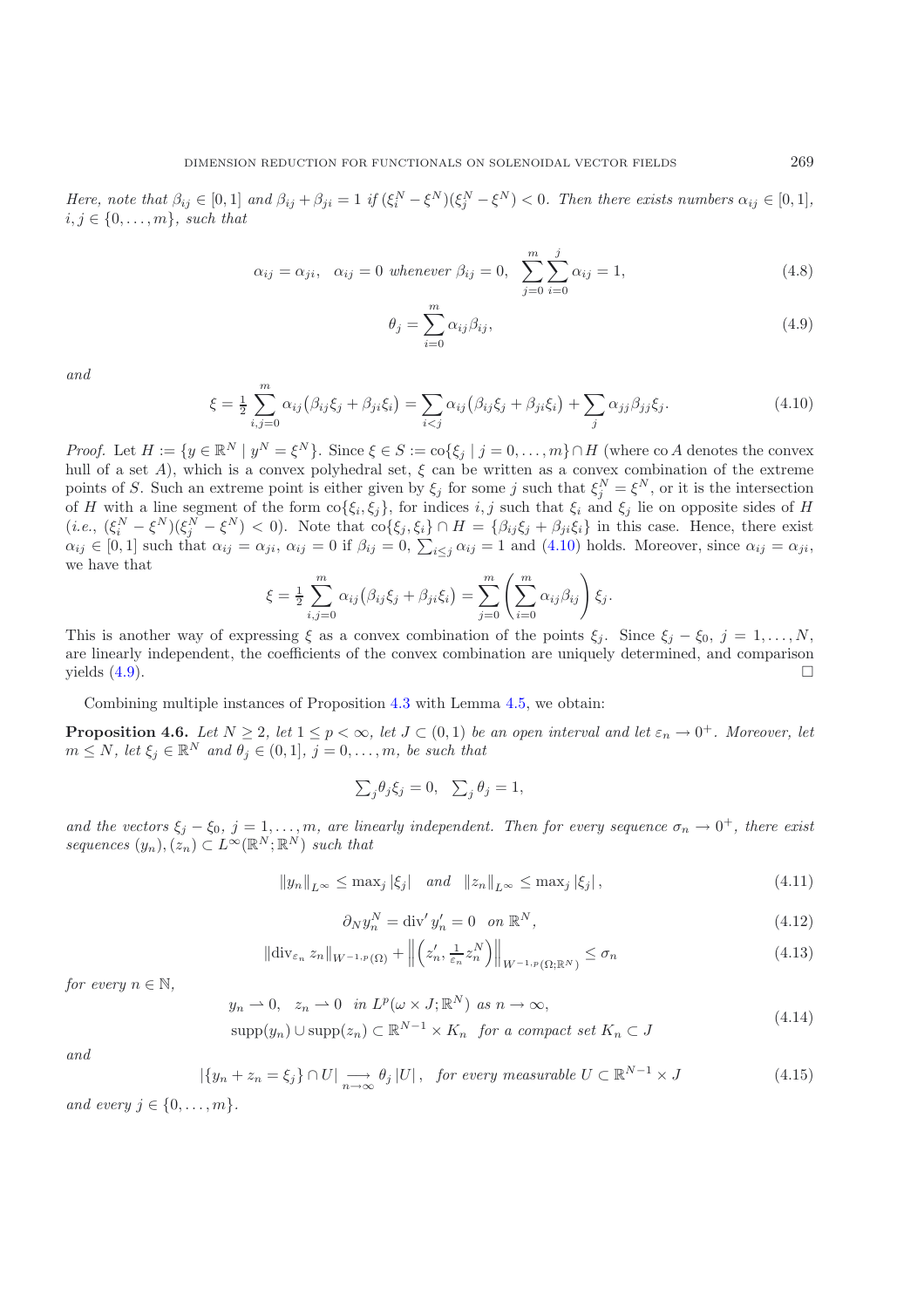*Here, note that $\beta_{ij} \in [0,1]$ and $\beta_{ij} + \beta_{ji} = 1$ if $(\xi_i^N - \xi^N)(\xi_j^N - \xi^N) < 0$. Then there exists numbers $\alpha_{ij} \in [0,1]$, $i, j \in \{0, \dots, m\}$, such that*

$$
\alpha_{ij} = \alpha_{ji}, \quad \alpha_{ij} = 0 \text{ whenever } \beta_{ij} = 0, \quad \sum_{j=0}^{m} \sum_{i=0}^{j} \alpha_{ij} = 1, \tag{4.8}
$$

$$
\theta_j = \sum_{i=0}^{m} \alpha_{ij} \beta_{ij}, \tag{4.9}
$$

*and*

$$
\xi = \tfrac{1}{2} \sum_{i,j=0}^{m} \alpha_{ij} \big( \beta_{ij} \xi_j + \beta_{ji} \xi_i \big) = \sum_{i<j} \alpha_{ij} \big( \beta_{ij} \xi_j + \beta_{ji} \xi_i \big) + \sum_{j} \alpha_{jj} \beta_{jj} \xi_j. \tag{4.10}
$$

*Proof.* Let $H := \{ y \in \mathbb{R}^N \mid y^N = \xi^N \}$. Since $\xi \in S := \operatorname{co}\{\xi_j \mid j = 0, \dots, m\} \cap H$ (where $\operatorname{co} A$ denotes the convex hull of a set $A$), which is a convex polyhedral set, $\xi$ can be written as a convex combination of the extreme points of $S$. Such an extreme point is either given by $\xi_j$ for some $j$ such that $\xi_j^N = \xi^N$, or it is the intersection of $H$ with a line segment of the form $\operatorname{co}\{\xi_i, \xi_j\}$, for indices $i, j$ such that $\xi_i$ and $\xi_j$ lie on opposite sides of $H$ (*i.e.*, $(\xi_i^N - \xi^N)(\xi_j^N - \xi^N) < 0$). Note that $\operatorname{co}\{\xi_j, \xi_i\} \cap H = \{\beta_{ij}\xi_j + \beta_{ji}\xi_i\}$ in this case. Hence, there exist $\alpha_{ij} \in [0,1]$ such that $\alpha_{ij} = \alpha_{ji}$, $\alpha_{ij} = 0$ if $\beta_{ij} = 0$, $\sum_{i \leq j} \alpha_{ij} = 1$ and (4.10) holds. Moreover, since $\alpha_{ij} = \alpha_{ji}$, we have that

$$
\xi = \tfrac{1}{2} \sum_{i,j=0}^{m} \alpha_{ij} \big( \beta_{ij} \xi_j + \beta_{ji} \xi_i \big) = \sum_{j=0}^{m} \left( \sum_{i=0}^{m} \alpha_{ij} \beta_{ij} \right) \xi_j.
$$

This is another way of expressing $\xi$ as a convex combination of the points $\xi_j$. Since $\xi_j - \xi_0$, $j = 1, \dots, N$, are linearly independent, the coefficients of the convex combination are uniquely determined, and comparison yields (4.9). $\square$

Combining multiple instances of Proposition 4.3 with Lemma 4.5, we obtain:

**Proposition 4.6.** *Let $N \geq 2$, let $1 \leq p < \infty$, let $J \subset (0,1)$ be an open interval and let $\varepsilon_n \to 0^+$. Moreover, let $m \leq N$, let $\xi_j \in \mathbb{R}^N$ and $\theta_j \in (0,1]$, $j = 0, \dots, m$, be such that*

$$
\textstyle\sum_j \theta_j \xi_j = 0, \quad \sum_j \theta_j = 1,
$$

*and the vectors $\xi_j - \xi_0$, $j = 1, \dots, m$, are linearly independent. Then for every sequence $\sigma_n \to 0^+$, there exist sequences $(y_n), (z_n) \subset L^\infty(\mathbb{R}^N; \mathbb{R}^N)$ such that*

$$
\|y_n\|_{L^\infty} \leq \max_j |\xi_j| \quad \text{and} \quad \|z_n\|_{L^\infty} \leq \max_j |\xi_j|, \tag{4.11}
$$

$$
\partial_N y_n^N = \operatorname{div}' y_n' = 0 \quad \text{on } \mathbb{R}^N, \tag{4.12}
$$

$$
\|\operatorname{div}_{\varepsilon_n} z_n\|_{W^{-1,p}(\Omega)} + \left\| \left( z_n', \tfrac{1}{\varepsilon_n} z_n^N \right) \right\|_{W^{-1,p}(\Omega; \mathbb{R}^N)} \leq \sigma_n \tag{4.13}
$$

*for every $n \in \mathbb{N}$,*

$$
\begin{aligned}
&y_n \rightharpoonup 0, \quad z_n \rightharpoonup 0 \quad \text{in } L^p(\omega \times J; \mathbb{R}^N) \text{ as } n \to \infty, \\
&\operatorname{supp}(y_n) \cup \operatorname{supp}(z_n) \subset \mathbb{R}^{N-1} \times K_n \quad \text{for a compact set } K_n \subset J
\end{aligned} \tag{4.14}
$$

*and*

$$
|\{y_n + z_n = \xi_j\} \cap U| \underset{n \to \infty}{\longrightarrow} \theta_j |U|, \quad \text{for every measurable } U \subset \mathbb{R}^{N-1} \times J \tag{4.15}
$$

*and every $j \in \{0, \dots, m\}$.*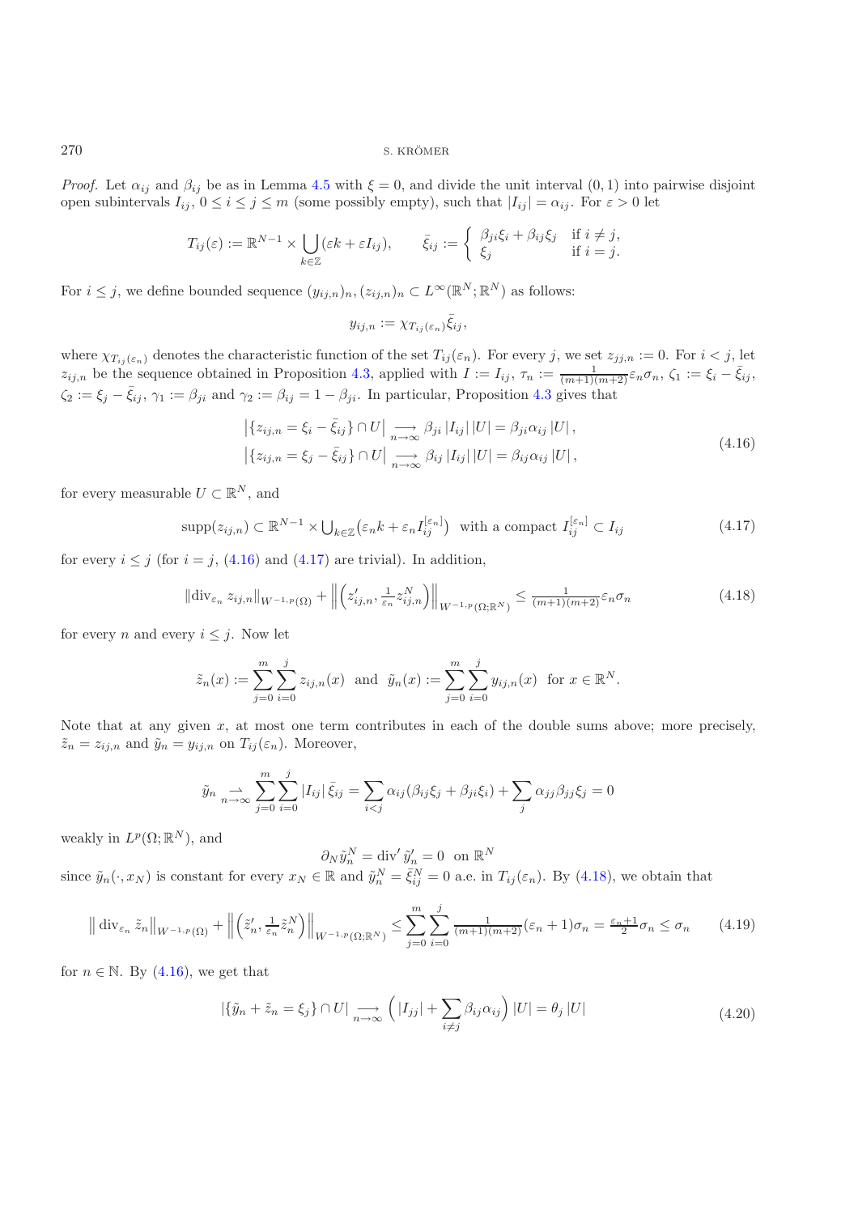*Proof.* Let $\alpha_{ij}$ and $\beta_{ij}$ be as in Lemma 4.5 with $\xi = 0$, and divide the unit interval $(0,1)$ into pairwise disjoint open subintervals $I_{ij}$, $0 \le i \le j \le m$ (some possibly empty), such that $|I_{ij}| = \alpha_{ij}$. For $\varepsilon > 0$ let

$$T_{ij}(\varepsilon) := \mathbb{R}^{N-1} \times \bigcup_{k\in\mathbb{Z}} (\varepsilon k + \varepsilon I_{ij}), \qquad \bar{\xi}_{ij} := \begin{cases} \beta_{ji}\xi_i + \beta_{ij}\xi_j & \text{if } i \ne j, \\ \xi_j & \text{if } i = j. \end{cases}$$

For $i \le j$, we define bounded sequence $(y_{ij,n})_n, (z_{ij,n})_n \subset L^\infty(\mathbb{R}^N;\mathbb{R}^N)$ as follows:

$$y_{ij,n} := \chi_{T_{ij}(\varepsilon_n)} \bar{\xi}_{ij},$$

where $\chi_{T_{ij}(\varepsilon_n)}$ denotes the characteristic function of the set $T_{ij}(\varepsilon_n)$. For every $j$, we set $z_{jj,n} := 0$. For $i < j$, let $z_{ij,n}$ be the sequence obtained in Proposition 4.3, applied with $I := I_{ij}$, $\tau_n := \frac{1}{(m+1)(m+2)}\varepsilon_n\sigma_n$, $\zeta_1 := \xi_i - \bar{\xi}_{ij}$, $\zeta_2 := \xi_j - \bar{\xi}_{ij}$, $\gamma_1 := \beta_{ji}$ and $\gamma_2 := \beta_{ij} = 1 - \beta_{ji}$. In particular, Proposition 4.3 gives that

$$\begin{aligned} \left|\{z_{ij,n} = \xi_i - \bar{\xi}_{ij}\} \cap U\right| &\underset{n\to\infty}{\longrightarrow} \beta_{ji}\,|I_{ij}|\,|U| = \beta_{ji}\alpha_{ij}\,|U|\,, \\ \left|\{z_{ij,n} = \xi_j - \bar{\xi}_{ij}\} \cap U\right| &\underset{n\to\infty}{\longrightarrow} \beta_{ij}\,|I_{ij}|\,|U| = \beta_{ij}\alpha_{ij}\,|U|\,, \end{aligned} \tag{4.16}$$

for every measurable $U \subset \mathbb{R}^N$, and

$$\operatorname{supp}(z_{ij,n}) \subset \mathbb{R}^{N-1} \times \textstyle\bigcup_{k\in\mathbb{Z}} \big(\varepsilon_n k + \varepsilon_n I_{ij}^{[\varepsilon_n]}\big) \;\text{ with a compact } I_{ij}^{[\varepsilon_n]} \subset I_{ij} \tag{4.17}$$

for every $i \le j$ (for $i = j$, (4.16) and (4.17) are trivial). In addition,

$$\|\operatorname{div}_{\varepsilon_n} z_{ij,n}\|_{W^{-1,p}(\Omega)} + \left\|\left(z'_{ij,n}, \tfrac{1}{\varepsilon_n} z^N_{ij,n}\right)\right\|_{W^{-1,p}(\Omega;\mathbb{R}^N)} \le \tfrac{1}{(m+1)(m+2)}\varepsilon_n\sigma_n \tag{4.18}$$

for every $n$ and every $i \le j$. Now let

$$\tilde{z}_n(x) := \sum_{j=0}^{m}\sum_{i=0}^{j} z_{ij,n}(x) \;\text{ and }\; \tilde{y}_n(x) := \sum_{j=0}^{m}\sum_{i=0}^{j} y_{ij,n}(x) \;\text{ for } x \in \mathbb{R}^N.$$

Note that at any given $x$, at most one term contributes in each of the double sums above; more precisely, $\tilde{z}_n = z_{ij,n}$ and $\tilde{y}_n = y_{ij,n}$ on $T_{ij}(\varepsilon_n)$. Moreover,

$$\tilde{y}_n \underset{n\to\infty}{\rightharpoonup} \sum_{j=0}^{m}\sum_{i=0}^{j} |I_{ij}|\,\bar{\xi}_{ij} = \sum_{i<j} \alpha_{ij}(\beta_{ij}\xi_j + \beta_{ji}\xi_i) + \sum_{j} \alpha_{jj}\beta_{jj}\xi_j = 0$$

weakly in $L^p(\Omega;\mathbb{R}^N)$, and

$$\partial_N \tilde{y}_n^N = \operatorname{div}' \tilde{y}_n' = 0 \;\text{ on } \mathbb{R}^N$$

since $\tilde{y}_n(\cdot, x_N)$ is constant for every $x_N \in \mathbb{R}$ and $\tilde{y}_n^N = \bar{\xi}_{ij}^N = 0$ a.e. in $T_{ij}(\varepsilon_n)$. By (4.18), we obtain that

$$\big\|\operatorname{div}_{\varepsilon_n} \tilde{z}_n\big\|_{W^{-1,p}(\Omega)} + \left\|\left(\tilde{z}'_n, \tfrac{1}{\varepsilon_n}\tilde{z}^N_n\right)\right\|_{W^{-1,p}(\Omega;\mathbb{R}^N)} \le \sum_{j=0}^{m}\sum_{i=0}^{j} \tfrac{1}{(m+1)(m+2)}(\varepsilon_n + 1)\sigma_n = \tfrac{\varepsilon_n+1}{2}\sigma_n \le \sigma_n \tag{4.19}$$

for $n \in \mathbb{N}$. By (4.16), we get that

$$|\{\tilde{y}_n + \tilde{z}_n = \xi_j\} \cap U| \underset{n\to\infty}{\longrightarrow} \Big(|I_{jj}| + \sum_{i\ne j} \beta_{ij}\alpha_{ij}\Big)\,|U| = \theta_j\,|U| \tag{4.20}$$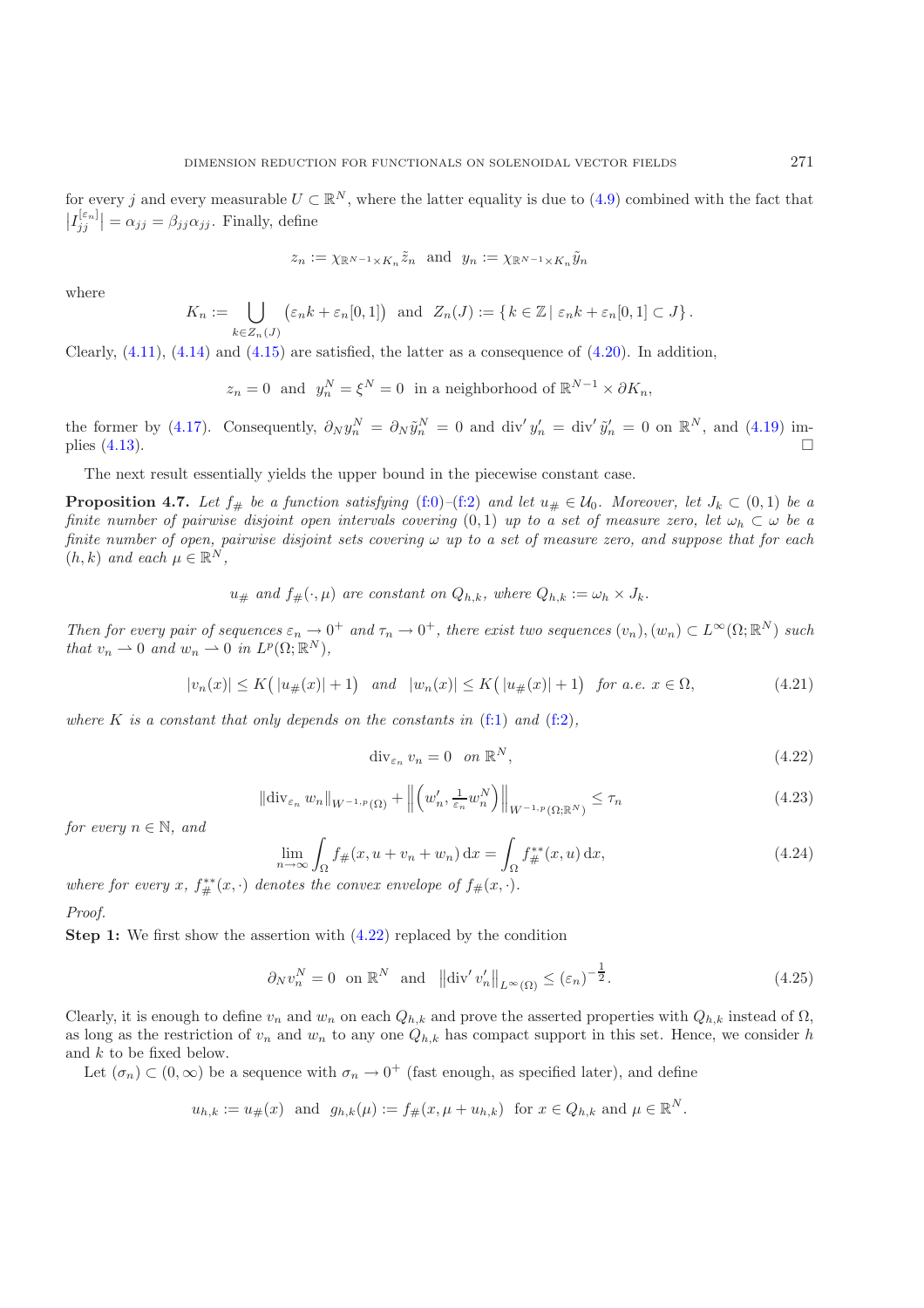for every $j$ and every measurable $U \subset \mathbb{R}^N$, where the latter equality is due to (4.9) combined with the fact that $\left|I_{jj}^{[\varepsilon_n]}\right| = \alpha_{jj} = \beta_{jj}\alpha_{jj}$. Finally, define

$$z_n := \chi_{\mathbb{R}^{N-1}\times K_n}\tilde{z}_n \quad \text{and} \quad y_n := \chi_{\mathbb{R}^{N-1}\times K_n}\tilde{y}_n$$

where

$$K_n := \bigcup_{k\in Z_n(J)} \left(\varepsilon_n k + \varepsilon_n[0,1]\right) \quad \text{and} \quad Z_n(J) := \{\, k \in \mathbb{Z} \mid \varepsilon_n k + \varepsilon_n[0,1] \subset J\}\,.$$

Clearly, (4.11), (4.14) and (4.15) are satisfied, the latter as a consequence of (4.20). In addition,

$$z_n = 0 \quad \text{and} \quad y_n^N = \xi^N = 0 \quad \text{in a neighborhood of } \mathbb{R}^{N-1}\times \partial K_n,$$

the former by (4.17). Consequently, $\partial_N y_n^N = \partial_N \tilde{y}_n^N = 0$ and $\operatorname{div}' y_n' = \operatorname{div}' \tilde{y}_n' = 0$ on $\mathbb{R}^N$, and (4.19) implies (4.13). □

The next result essentially yields the upper bound in the piecewise constant case.

**Proposition 4.7.** *Let $f_\#$ be a function satisfying (f:0)–(f:2) and let $u_\# \in \mathcal{U}_0$. Moreover, let $J_k \subset (0,1)$ be a finite number of pairwise disjoint open intervals covering $(0,1)$ up to a set of measure zero, let $\omega_h \subset \omega$ be a finite number of open, pairwise disjoint sets covering $\omega$ up to a set of measure zero, and suppose that for each $(h,k)$ and each $\mu \in \mathbb{R}^N$,*

$$u_\# \text{ and } f_\#(\cdot,\mu) \text{ are constant on } Q_{h,k}, \text{ where } Q_{h,k} := \omega_h \times J_k.$$

*Then for every pair of sequences $\varepsilon_n \to 0^+$ and $\tau_n \to 0^+$, there exist two sequences $(v_n), (w_n) \subset L^\infty(\Omega;\mathbb{R}^N)$ such that $v_n \rightharpoonup 0$ and $w_n \rightharpoonup 0$ in $L^p(\Omega;\mathbb{R}^N)$,*

$$|v_n(x)| \leq K\big(|u_\#(x)|+1\big) \quad \text{and} \quad |w_n(x)| \leq K\big(|u_\#(x)|+1\big) \quad \text{for a.e. } x \in \Omega, \tag{4.21}$$

*where $K$ is a constant that only depends on the constants in (f:1) and (f:2),*

$$\operatorname{div}_{\varepsilon_n} v_n = 0 \quad \text{on } \mathbb{R}^N, \tag{4.22}$$

$$\|\operatorname{div}_{\varepsilon_n} w_n\|_{W^{-1,p}(\Omega)} + \left\|\left(w_n', \tfrac{1}{\varepsilon_n} w_n^N\right)\right\|_{W^{-1,p}(\Omega;\mathbb{R}^N)} \leq \tau_n \tag{4.23}$$

*for every $n \in \mathbb{N}$, and*

$$\lim_{n\to\infty} \int_\Omega f_\#(x, u + v_n + w_n)\,\mathrm{d}x = \int_\Omega f_\#^{**}(x,u)\,\mathrm{d}x, \tag{4.24}$$

*where for every $x$, $f_\#^{**}(x,\cdot)$ denotes the convex envelope of $f_\#(x,\cdot)$.*

*Proof.*

**Step 1:** We first show the assertion with (4.22) replaced by the condition

$$\partial_N v_n^N = 0 \quad \text{on } \mathbb{R}^N \quad \text{and} \quad \left\|\operatorname{div}' v_n'\right\|_{L^\infty(\Omega)} \leq (\varepsilon_n)^{-\frac{1}{2}}. \tag{4.25}$$

Clearly, it is enough to define $v_n$ and $w_n$ on each $Q_{h,k}$ and prove the asserted properties with $Q_{h,k}$ instead of $\Omega$, as long as the restriction of $v_n$ and $w_n$ to any one $Q_{h,k}$ has compact support in this set. Hence, we consider $h$ and $k$ to be fixed below.

Let $(\sigma_n) \subset (0,\infty)$ be a sequence with $\sigma_n \to 0^+$ (fast enough, as specified later), and define

$$u_{h,k} := u_\#(x) \quad \text{and} \quad g_{h,k}(\mu) := f_\#(x, \mu + u_{h,k}) \quad \text{for } x \in Q_{h,k} \text{ and } \mu \in \mathbb{R}^N.$$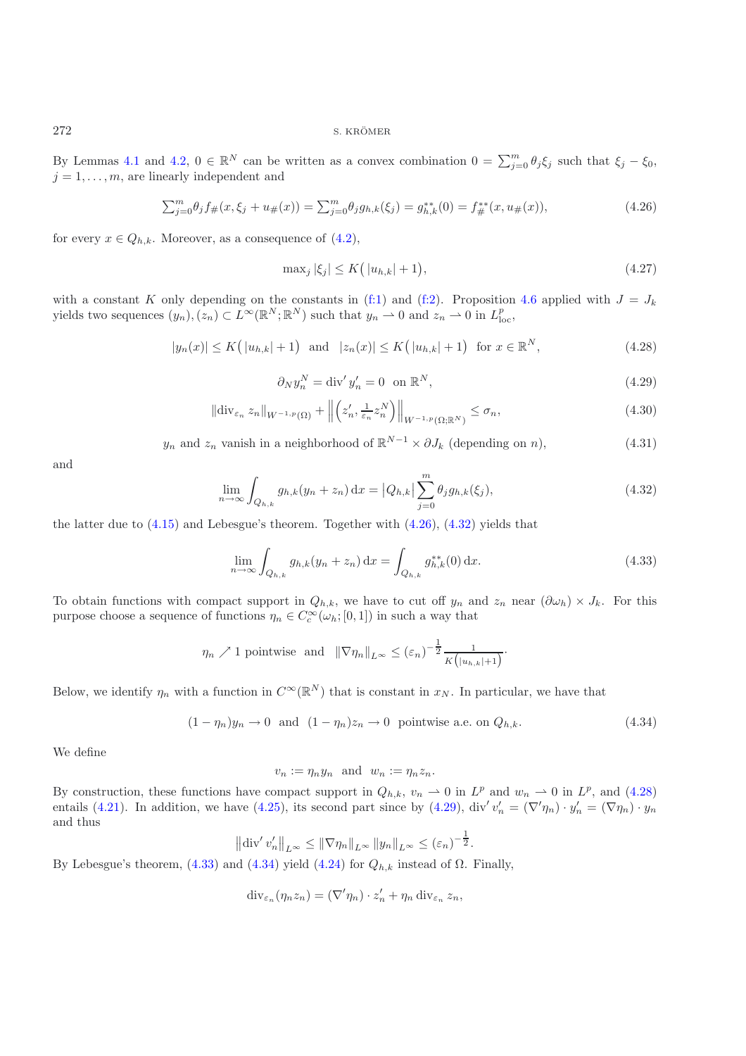By Lemmas 4.1 and 4.2, $0 \in \mathbb{R}^N$ can be written as a convex combination $0 = \sum_{j=0}^m \theta_j \xi_j$ such that $\xi_j - \xi_0$, $j = 1, \dots, m$, are linearly independent and

$$\textstyle\sum_{j=0}^m \theta_j f_\#(x, \xi_j + u_\#(x)) = \sum_{j=0}^m \theta_j g_{h,k}(\xi_j) = g_{h,k}^{**}(0) = f_\#^{**}(x, u_\#(x)), \tag{4.26}$$

for every $x \in Q_{h,k}$. Moreover, as a consequence of (4.2),

$$\max_j |\xi_j| \leq K\big(|u_{h,k}| + 1\big), \tag{4.27}$$

with a constant $K$ only depending on the constants in (f:1) and (f:2). Proposition 4.6 applied with $J = J_k$ yields two sequences $(y_n), (z_n) \subset L^\infty(\mathbb{R}^N; \mathbb{R}^N)$ such that $y_n \rightharpoonup 0$ and $z_n \rightharpoonup 0$ in $L^p_{\text{loc}}$,

$$|y_n(x)| \leq K\big(|u_{h,k}| + 1\big) \quad \text{and} \quad |z_n(x)| \leq K\big(|u_{h,k}| + 1\big) \quad \text{for } x \in \mathbb{R}^N, \tag{4.28}$$

$$\partial_N y_n^N = \operatorname{div}' y_n' = 0 \quad \text{on } \mathbb{R}^N, \tag{4.29}$$

$$\|\operatorname{div}_{\varepsilon_n} z_n\|_{W^{-1,p}(\Omega)} + \left\| \left(z_n', \tfrac{1}{\varepsilon_n} z_n^N\right) \right\|_{W^{-1,p}(\Omega;\mathbb{R}^N)} \leq \sigma_n, \tag{4.30}$$

$$y_n \text{ and } z_n \text{ vanish in a neighborhood of } \mathbb{R}^{N-1} \times \partial J_k \text{ (depending on } n\text{)}, \tag{4.31}$$

and

$$\lim_{n\to\infty} \int_{Q_{h,k}} g_{h,k}(y_n + z_n)\,\mathrm{d}x = |Q_{h,k}| \sum_{j=0}^m \theta_j g_{h,k}(\xi_j), \tag{4.32}$$

the latter due to (4.15) and Lebesgue's theorem. Together with (4.26), (4.32) yields that

$$\lim_{n\to\infty} \int_{Q_{h,k}} g_{h,k}(y_n + z_n)\,\mathrm{d}x = \int_{Q_{h,k}} g_{h,k}^{**}(0)\,\mathrm{d}x. \tag{4.33}$$

To obtain functions with compact support in $Q_{h,k}$, we have to cut off $y_n$ and $z_n$ near $(\partial\omega_h) \times J_k$. For this purpose choose a sequence of functions $\eta_n \in C_c^\infty(\omega_h; [0,1])$ in such a way that

$$\eta_n \nearrow 1 \text{ pointwise} \quad \text{and} \quad \|\nabla \eta_n\|_{L^\infty} \leq (\varepsilon_n)^{-\frac{1}{2}} \frac{1}{K\big(|u_{h,k}|+1\big)}.$$

Below, we identify $\eta_n$ with a function in $C^\infty(\mathbb{R}^N)$ that is constant in $x_N$. In particular, we have that

$$(1 - \eta_n) y_n \to 0 \quad \text{and} \quad (1 - \eta_n) z_n \to 0 \quad \text{pointwise a.e. on } Q_{h,k}. \tag{4.34}$$

We define

$$v_n := \eta_n y_n \quad \text{and} \quad w_n := \eta_n z_n.$$

By construction, these functions have compact support in $Q_{h,k}$, $v_n \rightharpoonup 0$ in $L^p$ and $w_n \rightharpoonup 0$ in $L^p$, and (4.28) entails (4.21). In addition, we have (4.25), its second part since by (4.29), $\operatorname{div}' v_n' = (\nabla' \eta_n) \cdot y_n' = (\nabla \eta_n) \cdot y_n$ and thus

$$\left\| \operatorname{div}' v_n' \right\|_{L^\infty} \leq \|\nabla \eta_n\|_{L^\infty} \|y_n\|_{L^\infty} \leq (\varepsilon_n)^{-\frac{1}{2}}.$$

By Lebesgue's theorem, (4.33) and (4.34) yield (4.24) for $Q_{h,k}$ instead of $\Omega$. Finally,

$$\operatorname{div}_{\varepsilon_n}(\eta_n z_n) = (\nabla' \eta_n) \cdot z_n' + \eta_n \operatorname{div}_{\varepsilon_n} z_n,$$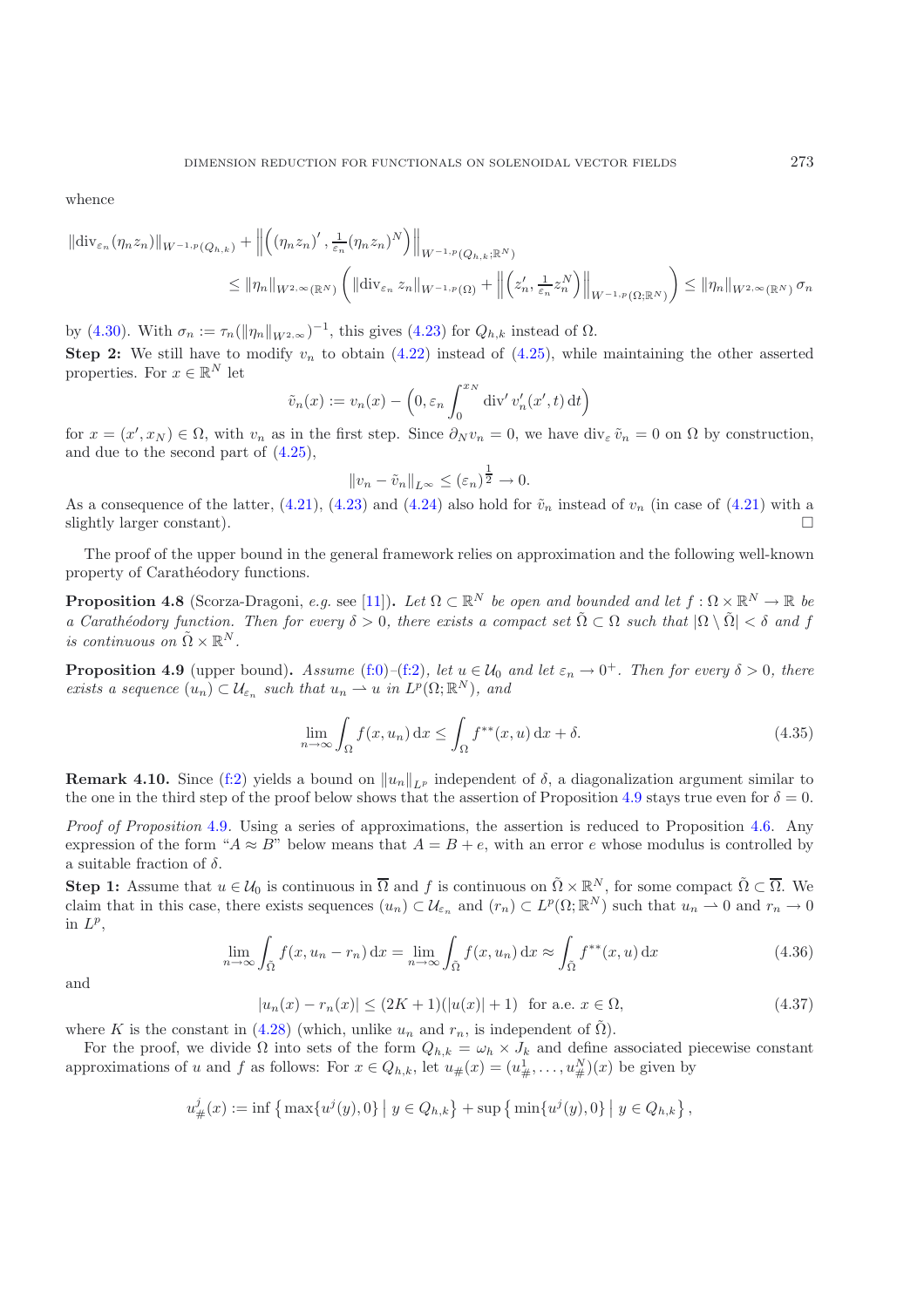whence

$$\|\operatorname{div}_{\varepsilon_n}(\eta_n z_n)\|_{W^{-1,p}(Q_{h,k})} + \left\|\left((\eta_n z_n)', \tfrac{1}{\varepsilon_n}(\eta_n z_n)^N\right)\right\|_{W^{-1,p}(Q_{h,k};\mathbb{R}^N)}$$
$$\leq \|\eta_n\|_{W^{2,\infty}(\mathbb{R}^N)}\left(\|\operatorname{div}_{\varepsilon_n} z_n\|_{W^{-1,p}(\Omega)} + \left\|\left(z_n', \tfrac{1}{\varepsilon_n} z_n^N\right)\right\|_{W^{-1,p}(\Omega;\mathbb{R}^N)}\right) \leq \|\eta_n\|_{W^{2,\infty}(\mathbb{R}^N)}\,\sigma_n$$

by (4.30). With $\sigma_n := \tau_n(\|\eta_n\|_{W^{2,\infty}})^{-1}$, this gives (4.23) for $Q_{h,k}$ instead of $\Omega$.

**Step 2:** We still have to modify $v_n$ to obtain (4.22) instead of (4.25), while maintaining the other asserted properties. For $x \in \mathbb{R}^N$ let

$$\tilde{v}_n(x) := v_n(x) - \left(0, \varepsilon_n \int_0^{x_N} \operatorname{div}' v_n'(x', t)\,\mathrm{d}t\right)$$

for $x = (x', x_N) \in \Omega$, with $v_n$ as in the first step. Since $\partial_N v_n = 0$, we have $\operatorname{div}_\varepsilon \tilde{v}_n = 0$ on $\Omega$ by construction, and due to the second part of (4.25),

$$\|v_n - \tilde{v}_n\|_{L^\infty} \leq (\varepsilon_n)^{\frac{1}{2}} \to 0.$$

As a consequence of the latter, (4.21), (4.23) and (4.24) also hold for $\tilde{v}_n$ instead of $v_n$ (in case of (4.21) with a slightly larger constant). □

The proof of the upper bound in the general framework relies on approximation and the following well-known property of Carathéodory functions.

**Proposition 4.8** (Scorza-Dragoni, *e.g.* see [11])**.** *Let $\Omega \subset \mathbb{R}^N$ be open and bounded and let $f : \Omega \times \mathbb{R}^N \to \mathbb{R}$ be a Carathéodory function. Then for every $\delta > 0$, there exists a compact set $\tilde{\Omega} \subset \Omega$ such that $|\Omega \setminus \tilde{\Omega}| < \delta$ and $f$ is continuous on $\tilde{\Omega} \times \mathbb{R}^N$.*

**Proposition 4.9** (upper bound)**.** *Assume (f:0)–(f:2), let $u \in \mathcal{U}_0$ and let $\varepsilon_n \to 0^+$. Then for every $\delta > 0$, there exists a sequence $(u_n) \subset \mathcal{U}_{\varepsilon_n}$ such that $u_n \rightharpoonup u$ in $L^p(\Omega;\mathbb{R}^N)$, and*

$$\lim_{n\to\infty} \int_\Omega f(x, u_n)\,\mathrm{d}x \leq \int_\Omega f^{**}(x, u)\,\mathrm{d}x + \delta. \tag{4.35}$$

**Remark 4.10.** Since (f:2) yields a bound on $\|u_n\|_{L^p}$ independent of $\delta$, a diagonalization argument similar to the one in the third step of the proof below shows that the assertion of Proposition 4.9 stays true even for $\delta = 0$.

*Proof of Proposition* 4.9. Using a series of approximations, the assertion is reduced to Proposition 4.6. Any expression of the form "$A \approx B$" below means that $A = B + e$, with an error $e$ whose modulus is controlled by a suitable fraction of $\delta$.

**Step 1:** Assume that $u \in \mathcal{U}_0$ is continuous in $\overline{\Omega}$ and $f$ is continuous on $\tilde{\Omega} \times \mathbb{R}^N$, for some compact $\tilde{\Omega} \subset \overline{\Omega}$. We claim that in this case, there exists sequences $(u_n) \subset \mathcal{U}_{\varepsilon_n}$ and $(r_n) \subset L^p(\Omega;\mathbb{R}^N)$ such that $u_n \rightharpoonup 0$ and $r_n \to 0$ in $L^p$,

$$\lim_{n\to\infty} \int_{\tilde{\Omega}} f(x, u_n - r_n)\,\mathrm{d}x = \lim_{n\to\infty} \int_{\tilde{\Omega}} f(x, u_n)\,\mathrm{d}x \approx \int_{\tilde{\Omega}} f^{**}(x, u)\,\mathrm{d}x \tag{4.36}$$

and

$$|u_n(x) - r_n(x)| \leq (2K + 1)(|u(x)| + 1) \quad \text{for a.e. } x \in \Omega, \tag{4.37}$$

where $K$ is the constant in (4.28) (which, unlike $u_n$ and $r_n$, is independent of $\tilde{\Omega}$).

For the proof, we divide $\Omega$ into sets of the form $Q_{h,k} = \omega_h \times J_k$ and define associated piecewise constant approximations of $u$ and $f$ as follows: For $x \in Q_{h,k}$, let $u_\#(x) = (u_\#^1, \ldots, u_\#^N)(x)$ be given by

$$u_\#^j(x) := \inf\left\{\max\{u^j(y), 0\} \,\middle|\, y \in Q_{h,k}\right\} + \sup\left\{\min\{u^j(y), 0\} \,\middle|\, y \in Q_{h,k}\right\},$$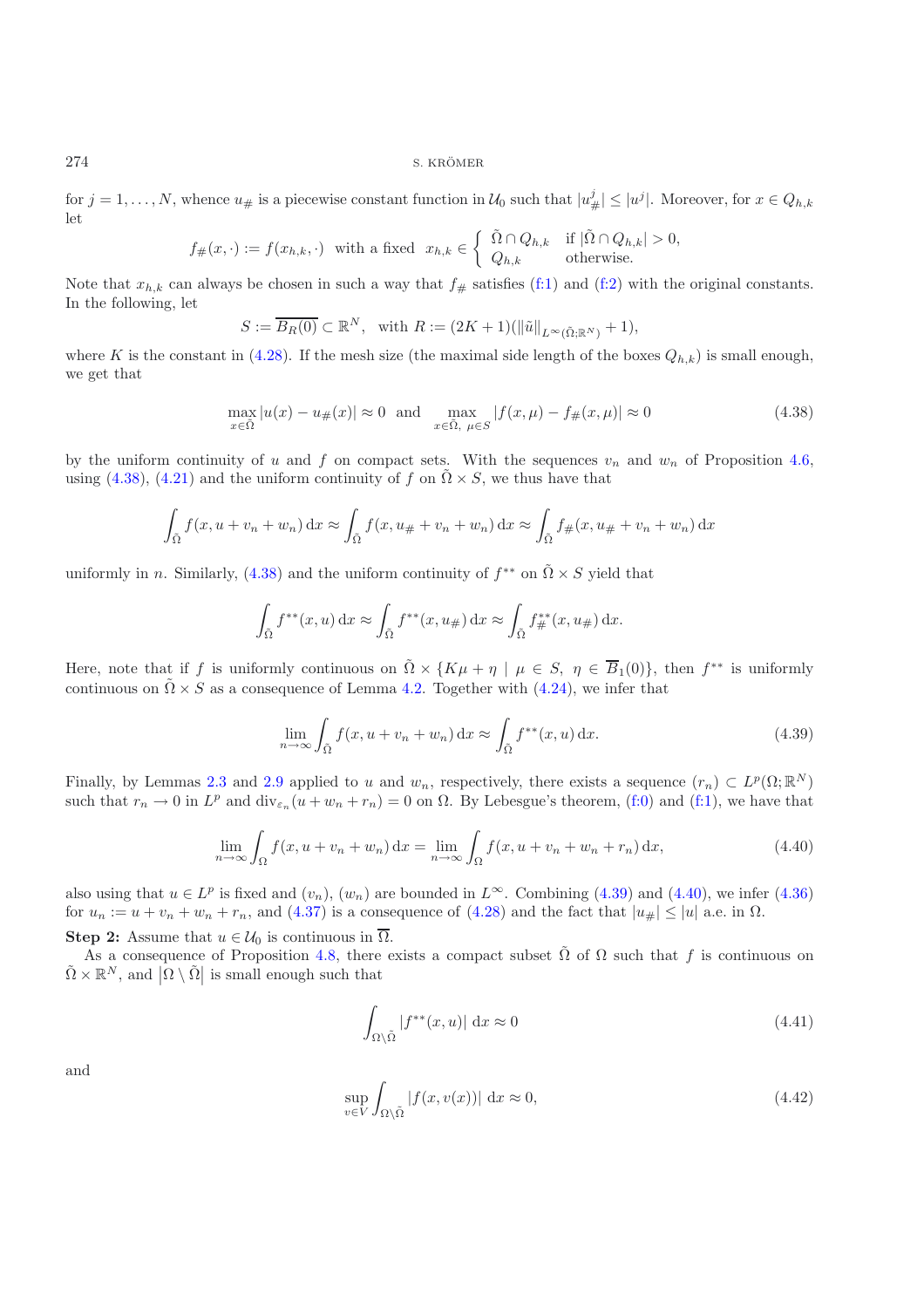for $j = 1, \dots, N$, whence $u_\#$ is a piecewise constant function in $\mathcal{U}_0$ such that $|u^j_\#| \leq |u^j|$. Moreover, for $x \in Q_{h,k}$ let

$$f_\#(x, \cdot) := f(x_{h,k}, \cdot) \quad \text{with a fixed} \quad x_{h,k} \in \begin{cases} \tilde{\Omega} \cap Q_{h,k} & \text{if } |\tilde{\Omega} \cap Q_{h,k}| > 0, \\ Q_{h,k} & \text{otherwise.} \end{cases}$$

Note that $x_{h,k}$ can always be chosen in such a way that $f_\#$ satisfies (f:1) and (f:2) with the original constants. In the following, let

$$S := \overline{B_R(0)} \subset \mathbb{R}^N, \quad \text{with } R := (2K+1)(\|\tilde{u}\|_{L^\infty(\tilde{\Omega};\mathbb{R}^N)} + 1),$$

where $K$ is the constant in (4.28). If the mesh size (the maximal side length of the boxes $Q_{h,k}$) is small enough, we get that

$$\max_{x \in \tilde{\Omega}} |u(x) - u_\#(x)| \approx 0 \quad \text{and} \quad \max_{x \in \tilde{\Omega},\ \mu \in S} |f(x,\mu) - f_\#(x,\mu)| \approx 0 \tag{4.38}$$

by the uniform continuity of $u$ and $f$ on compact sets. With the sequences $v_n$ and $w_n$ of Proposition 4.6, using (4.38), (4.21) and the uniform continuity of $f$ on $\tilde{\Omega} \times S$, we thus have that

$$\int_{\tilde{\Omega}} f(x, u + v_n + w_n)\,\mathrm{d}x \approx \int_{\tilde{\Omega}} f(x, u_\# + v_n + w_n)\,\mathrm{d}x \approx \int_{\tilde{\Omega}} f_\#(x, u_\# + v_n + w_n)\,\mathrm{d}x$$

uniformly in $n$. Similarly, (4.38) and the uniform continuity of $f^{**}$ on $\tilde{\Omega} \times S$ yield that

$$\int_{\tilde{\Omega}} f^{**}(x,u)\,\mathrm{d}x \approx \int_{\tilde{\Omega}} f^{**}(x,u_\#)\,\mathrm{d}x \approx \int_{\tilde{\Omega}} f^{**}_\#(x,u_\#)\,\mathrm{d}x.$$

Here, note that if $f$ is uniformly continuous on $\tilde{\Omega} \times \{K\mu + \eta \mid \mu \in S,\ \eta \in \overline{B}_1(0)\}$, then $f^{**}$ is uniformly continuous on $\tilde{\Omega} \times S$ as a consequence of Lemma 4.2. Together with (4.24), we infer that

$$\lim_{n\to\infty} \int_{\tilde{\Omega}} f(x, u + v_n + w_n)\,\mathrm{d}x \approx \int_{\tilde{\Omega}} f^{**}(x,u)\,\mathrm{d}x. \tag{4.39}$$

Finally, by Lemmas 2.3 and 2.9 applied to $u$ and $w_n$, respectively, there exists a sequence $(r_n) \subset L^p(\Omega;\mathbb{R}^N)$ such that $r_n \to 0$ in $L^p$ and $\operatorname{div}_{\varepsilon_n}(u + w_n + r_n) = 0$ on $\Omega$. By Lebesgue's theorem, (f:0) and (f:1), we have that

$$\lim_{n\to\infty} \int_{\Omega} f(x, u + v_n + w_n)\,\mathrm{d}x = \lim_{n\to\infty} \int_{\Omega} f(x, u + v_n + w_n + r_n)\,\mathrm{d}x, \tag{4.40}$$

also using that $u \in L^p$ is fixed and $(v_n)$, $(w_n)$ are bounded in $L^\infty$. Combining (4.39) and (4.40), we infer (4.36) for $u_n := u + v_n + w_n + r_n$, and (4.37) is a consequence of (4.28) and the fact that $|u_\#| \leq |u|$ a.e. in $\Omega$.

**Step 2:** Assume that $u \in \mathcal{U}_0$ is continuous in $\overline{\Omega}$.

As a consequence of Proposition 4.8, there exists a compact subset $\tilde{\Omega}$ of $\Omega$ such that $f$ is continuous on $\tilde{\Omega} \times \mathbb{R}^N$, and $\left|\Omega \setminus \tilde{\Omega}\right|$ is small enough such that

$$\int_{\Omega\setminus\tilde{\Omega}} |f^{**}(x,u)|\,\mathrm{d}x \approx 0 \tag{4.41}$$

and

$$\sup_{v \in V} \int_{\Omega\setminus\tilde{\Omega}} |f(x, v(x))|\,\mathrm{d}x \approx 0, \tag{4.42}$$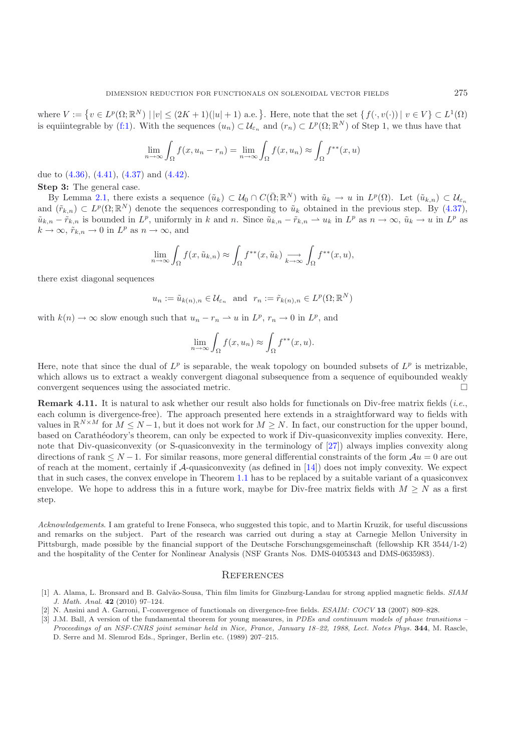where $V := \{v \in L^p(\Omega; \mathbb{R}^N) \mid |v| \leq (2K+1)(|u|+1) \text{ a.e.}\}$. Here, note that the set $\{f(\cdot, v(\cdot)) \mid v \in V\} \subset L^1(\Omega)$ is equiintegrable by (f:1). With the sequences $(u_n) \subset \mathcal{U}_{\varepsilon_n}$ and $(r_n) \subset L^p(\Omega; \mathbb{R}^N)$ of Step 1, we thus have that

$$\lim_{n\to\infty} \int_\Omega f(x, u_n - r_n) = \lim_{n\to\infty} \int_\Omega f(x, u_n) \approx \int_\Omega f^{**}(x, u)$$

due to (4.36), (4.41), (4.37) and (4.42).

**Step 3:** The general case.

By Lemma 2.1, there exists a sequence $(\tilde{u}_k) \subset \mathcal{U}_0 \cap C(\bar{\Omega}; \mathbb{R}^N)$ with $\tilde{u}_k \to u$ in $L^p(\Omega)$. Let $(\tilde{u}_{k,n}) \subset \mathcal{U}_{\varepsilon_n}$ and $(\tilde{r}_{k,n}) \subset L^p(\Omega; \mathbb{R}^N)$ denote the sequences corresponding to $\tilde{u}_k$ obtained in the previous step. By (4.37), $\tilde{u}_{k,n} - \tilde{r}_{k,n}$ is bounded in $L^p$, uniformly in $k$ and $n$. Since $\tilde{u}_{k,n} - \tilde{r}_{k,n} \rightharpoonup u_k$ in $L^p$ as $n \to \infty$, $\tilde{u}_k \to u$ in $L^p$ as $k \to \infty$, $\tilde{r}_{k,n} \to 0$ in $L^p$ as $n \to \infty$, and

$$\lim_{n\to\infty} \int_\Omega f(x, \tilde{u}_{k,n}) \approx \int_\Omega f^{**}(x, \tilde{u}_k) \underset{k\to\infty}{\longrightarrow} \int_\Omega f^{**}(x, u),$$

there exist diagonal sequences

$$u_n := \tilde{u}_{k(n),n} \in \mathcal{U}_{\varepsilon_n} \quad \text{and} \quad r_n := \tilde{r}_{k(n),n} \in L^p(\Omega; \mathbb{R}^N)$$

with $k(n) \to \infty$ slow enough such that $u_n - r_n \rightharpoonup u$ in $L^p$, $r_n \to 0$ in $L^p$, and

$$\lim_{n\to\infty} \int_\Omega f(x, u_n) \approx \int_\Omega f^{**}(x, u).$$

Here, note that since the dual of $L^p$ is separable, the weak topology on bounded subsets of $L^p$ is metrizable, which allows us to extract a weakly convergent diagonal subsequence from a sequence of equibounded weakly convergent sequences using the associated metric. □

**Remark 4.11.** It is natural to ask whether our result also holds for functionals on Div-free matrix fields (*i.e.*, each column is divergence-free). The approach presented here extends in a straightforward way to fields with values in $\mathbb{R}^{N\times M}$ for $M \leq N-1$, but it does not work for $M \geq N$. In fact, our construction for the upper bound, based on Carathéodory's theorem, can only be expected to work if Div-quasiconvexity implies convexity. Here, note that Div-quasiconvexity (or S-quasiconvexity in the terminology of [27]) always implies convexity along directions of rank $\leq N-1$. For similar reasons, more general differential constraints of the form $\mathcal{A}u = 0$ are out of reach at the moment, certainly if $\mathcal{A}$-quasiconvexity (as defined in [14]) does not imply convexity. We expect that in such cases, the convex envelope in Theorem 1.1 has to be replaced by a suitable variant of a quasiconvex envelope. We hope to address this in a future work, maybe for Div-free matrix fields with $M \geq N$ as a first step.

*Acknowledgements.* I am grateful to Irene Fonseca, who suggested this topic, and to Martin Kruzik, for useful discussions and remarks on the subject. Part of the research was carried out during a stay at Carnegie Mellon University in Pittsburgh, made possible by the financial support of the Deutsche Forschungsgemeinschaft (fellowship KR 3544/1-2) and the hospitality of the Center for Nonlinear Analysis (NSF Grants Nos. DMS-0405343 and DMS-0635983).

## References

[1] A. Alama, L. Bronsard and B. Galvão-Sousa, Thin film limits for Ginzburg-Landau for strong applied magnetic fields. *SIAM J. Math. Anal.* **42** (2010) 97–124.

[2] N. Ansini and A. Garroni, Γ-convergence of functionals on divergence-free fields. *ESAIM: COCV* **13** (2007) 809–828.

[3] J.M. Ball, A version of the fundamental theorem for young measures, in *PDEs and continuum models of phase transitions – Proceedings of an NSF-CNRS joint seminar held in Nice, France, January 18–22, 1988*, *Lect. Notes Phys.* **344**, M. Rascle, D. Serre and M. Slemrod Eds., Springer, Berlin etc. (1989) 207–215.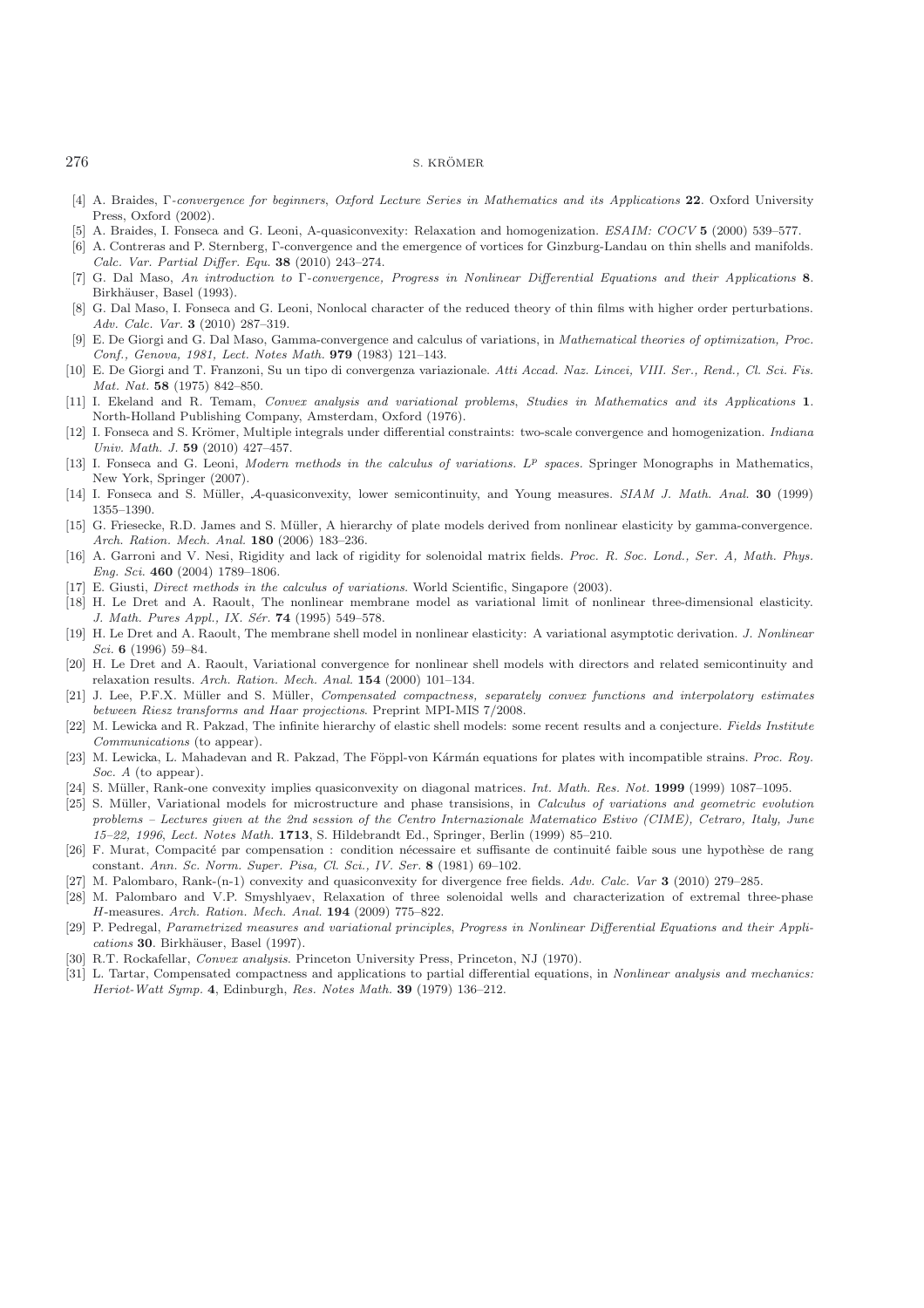[4] A. Braides, Γ*-convergence for beginners*, *Oxford Lecture Series in Mathematics and its Applications* **22**. Oxford University Press, Oxford (2002).

[5] A. Braides, I. Fonseca and G. Leoni, A-quasiconvexity: Relaxation and homogenization. *ESAIM: COCV* **5** (2000) 539–577.

[6] A. Contreras and P. Sternberg, Γ-convergence and the emergence of vortices for Ginzburg-Landau on thin shells and manifolds. *Calc. Var. Partial Differ. Equ.* **38** (2010) 243–274.

[7] G. Dal Maso, *An introduction to* Γ*-convergence, Progress in Nonlinear Differential Equations and their Applications* **8**. Birkhäuser, Basel (1993).

[8] G. Dal Maso, I. Fonseca and G. Leoni, Nonlocal character of the reduced theory of thin films with higher order perturbations. *Adv. Calc. Var.* **3** (2010) 287–319.

[9] E. De Giorgi and G. Dal Maso, Gamma-convergence and calculus of variations, in *Mathematical theories of optimization, Proc. Conf., Genova, 1981, Lect. Notes Math.* **979** (1983) 121–143.

[10] E. De Giorgi and T. Franzoni, Su un tipo di convergenza variazionale. *Atti Accad. Naz. Lincei, VIII. Ser., Rend., Cl. Sci. Fis. Mat. Nat.* **58** (1975) 842–850.

[11] I. Ekeland and R. Temam, *Convex analysis and variational problems*, *Studies in Mathematics and its Applications* **1**. North-Holland Publishing Company, Amsterdam, Oxford (1976).

[12] I. Fonseca and S. Krömer, Multiple integrals under differential constraints: two-scale convergence and homogenization. *Indiana Univ. Math. J.* **59** (2010) 427–457.

[13] I. Fonseca and G. Leoni, *Modern methods in the calculus of variations.* $L^p$ *spaces*. Springer Monographs in Mathematics, New York, Springer (2007).

[14] I. Fonseca and S. Müller, $\mathcal{A}$-quasiconvexity, lower semicontinuity, and Young measures. *SIAM J. Math. Anal.* **30** (1999) 1355–1390.

[15] G. Friesecke, R.D. James and S. Müller, A hierarchy of plate models derived from nonlinear elasticity by gamma-convergence. *Arch. Ration. Mech. Anal.* **180** (2006) 183–236.

[16] A. Garroni and V. Nesi, Rigidity and lack of rigidity for solenoidal matrix fields. *Proc. R. Soc. Lond., Ser. A, Math. Phys. Eng. Sci.* **460** (2004) 1789–1806.

[17] E. Giusti, *Direct methods in the calculus of variations*. World Scientific, Singapore (2003).

[18] H. Le Dret and A. Raoult, The nonlinear membrane model as variational limit of nonlinear three-dimensional elasticity. *J. Math. Pures Appl., IX. Sér.* **74** (1995) 549–578.

[19] H. Le Dret and A. Raoult, The membrane shell model in nonlinear elasticity: A variational asymptotic derivation. *J. Nonlinear Sci.* **6** (1996) 59–84.

[20] H. Le Dret and A. Raoult, Variational convergence for nonlinear shell models with directors and related semicontinuity and relaxation results. *Arch. Ration. Mech. Anal.* **154** (2000) 101–134.

[21] J. Lee, P.F.X. Müller and S. Müller, *Compensated compactness, separately convex functions and interpolatory estimates between Riesz transforms and Haar projections*. Preprint MPI-MIS 7/2008.

[22] M. Lewicka and R. Pakzad, The infinite hierarchy of elastic shell models: some recent results and a conjecture. *Fields Institute Communications* (to appear).

[23] M. Lewicka, L. Mahadevan and R. Pakzad, The Föppl-von Kármán equations for plates with incompatible strains. *Proc. Roy. Soc. A* (to appear).

[24] S. Müller, Rank-one convexity implies quasiconvexity on diagonal matrices. *Int. Math. Res. Not.* **1999** (1999) 1087–1095.

[25] S. Müller, Variational models for microstructure and phase transisions, in *Calculus of variations and geometric evolution problems – Lectures given at the 2nd session of the Centro Internazionale Matematico Estivo (CIME), Cetraro, Italy, June 15–22, 1996*, *Lect. Notes Math.* **1713**, S. Hildebrandt Ed., Springer, Berlin (1999) 85–210.

[26] F. Murat, Compacité par compensation : condition nécessaire et suffisante de continuité faible sous une hypothèse de rang constant. *Ann. Sc. Norm. Super. Pisa, Cl. Sci., IV. Ser.* **8** (1981) 69–102.

[27] M. Palombaro, Rank-(n-1) convexity and quasiconvexity for divergence free fields. *Adv. Calc. Var* **3** (2010) 279–285.

[28] M. Palombaro and V.P. Smyshlyaev, Relaxation of three solenoidal wells and characterization of extremal three-phase $H$-measures. *Arch. Ration. Mech. Anal.* **194** (2009) 775–822.

[29] P. Pedregal, *Parametrized measures and variational principles*, *Progress in Nonlinear Differential Equations and their Applications* **30**. Birkhäuser, Basel (1997).

[30] R.T. Rockafellar, *Convex analysis*. Princeton University Press, Princeton, NJ (1970).

[31] L. Tartar, Compensated compactness and applications to partial differential equations, in *Nonlinear analysis and mechanics: Heriot-Watt Symp.* **4**, Edinburgh, *Res. Notes Math.* **39** (1979) 136–212.